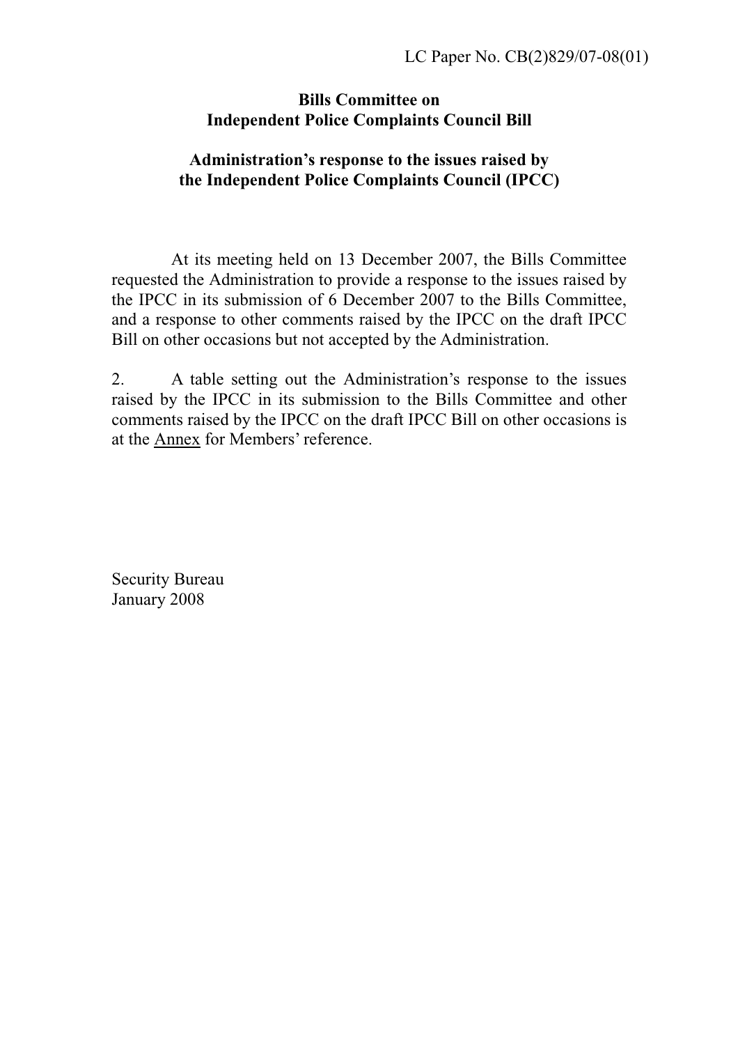LC Paper No. CB(2)829/07-08(01)

**Bills Committee on**
**Independent Police Complaints Council Bill**

**Administration's response to the issues raised by**
**the Independent Police Complaints Council (IPCC)**

At its meeting held on 13 December 2007, the Bills Committee requested the Administration to provide a response to the issues raised by the IPCC in its submission of 6 December 2007 to the Bills Committee, and a response to other comments raised by the IPCC on the draft IPCC Bill on other occasions but not accepted by the Administration.

2. A table setting out the Administration's response to the issues raised by the IPCC in its submission to the Bills Committee and other comments raised by the IPCC on the draft IPCC Bill on other occasions is at the <u>Annex</u> for Members' reference.

Security Bureau
January 2008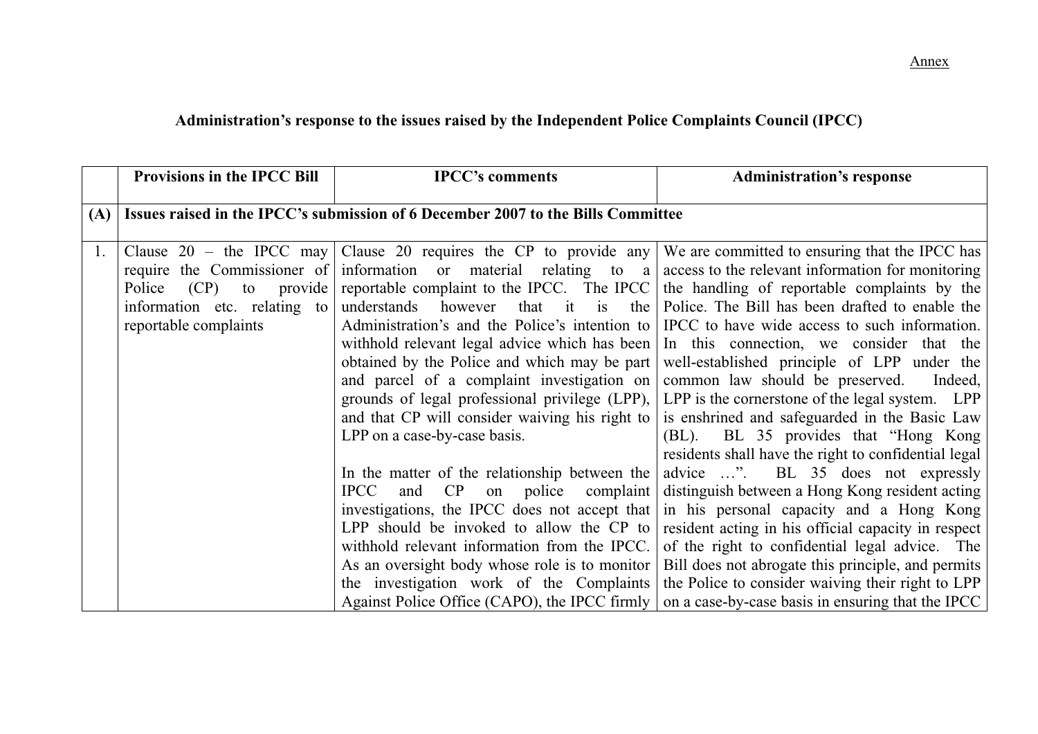Annex

# Administration's response to the issues raised by the Independent Police Complaints Council (IPCC)

| | Provisions in the IPCC Bill | IPCC's comments | Administration's response |
|---|---|---|---|
| **(A)** | **Issues raised in the IPCC's submission of 6 December 2007 to the Bills Committee** | | |
| 1. | Clause 20 – the IPCC may require the Commissioner of Police (CP) to provide information etc. relating to reportable complaints | Clause 20 requires the CP to provide any information or material relating to a reportable complaint to the IPCC. The IPCC understands however that it is the Administration's and the Police's intention to withhold relevant legal advice which has been obtained by the Police and which may be part and parcel of a complaint investigation on grounds of legal professional privilege (LPP), and that CP will consider waiving his right to LPP on a case-by-case basis.<br><br>In the matter of the relationship between the IPCC and CP on police complaint investigations, the IPCC does not accept that LPP should be invoked to allow the CP to withhold relevant information from the IPCC. As an oversight body whose role is to monitor the investigation work of the Complaints Against Police Office (CAPO), the IPCC firmly | We are committed to ensuring that the IPCC has access to the relevant information for monitoring the handling of reportable complaints by the Police. The Bill has been drafted to enable the IPCC to have wide access to such information. In this connection, we consider that the well-established principle of LPP under the common law should be preserved. Indeed, LPP is the cornerstone of the legal system. LPP is enshrined and safeguarded in the Basic Law (BL). BL 35 provides that "Hong Kong residents shall have the right to confidential legal advice …". BL 35 does not expressly distinguish between a Hong Kong resident acting in his personal capacity and a Hong Kong resident acting in his official capacity in respect of the right to confidential legal advice. The Bill does not abrogate this principle, and permits the Police to consider waiving their right to LPP on a case-by-case basis in ensuring that the IPCC |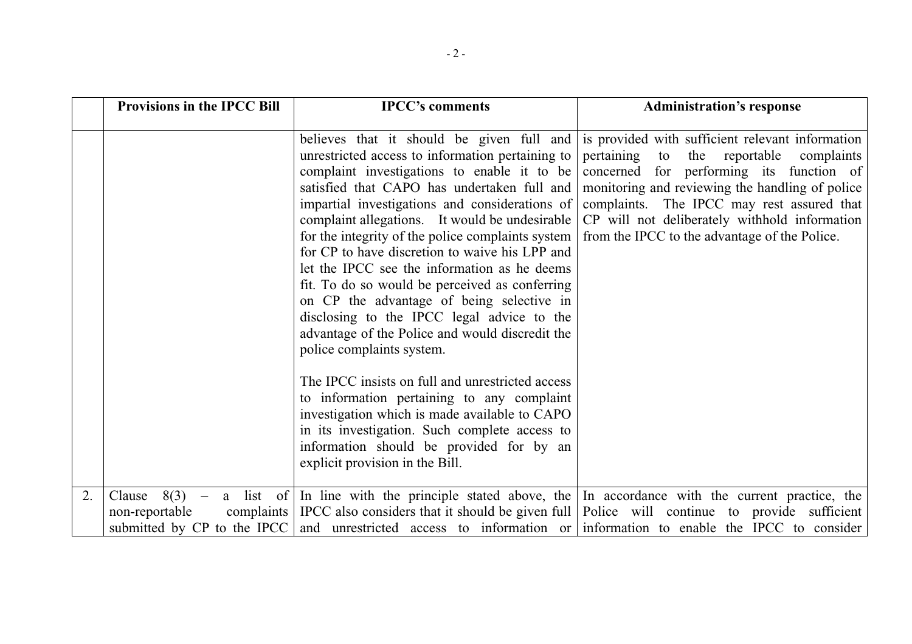| | Provisions in the IPCC Bill | IPCC's comments | Administration's response |
|---|---|---|---|
| | | believes that it should be given full and unrestricted access to information pertaining to complaint investigations to enable it to be satisfied that CAPO has undertaken full and impartial investigations and considerations of complaint allegations. It would be undesirable for the integrity of the police complaints system for CP to have discretion to waive his LPP and let the IPCC see the information as he deems fit. To do so would be perceived as conferring on CP the advantage of being selective in disclosing to the IPCC legal advice to the advantage of the Police and would discredit the police complaints system.<br><br>The IPCC insists on full and unrestricted access to information pertaining to any complaint investigation which is made available to CAPO in its investigation. Such complete access to information should be provided for by an explicit provision in the Bill. | is provided with sufficient relevant information pertaining to the reportable complaints concerned for performing its function of monitoring and reviewing the handling of police complaints. The IPCC may rest assured that CP will not deliberately withhold information from the IPCC to the advantage of the Police. |
| 2. | Clause 8(3) – a list of non-reportable complaints submitted by CP to the IPCC | In line with the principle stated above, the IPCC also considers that it should be given full and unrestricted access to information or | In accordance with the current practice, the Police will continue to provide sufficient information to enable the IPCC to consider |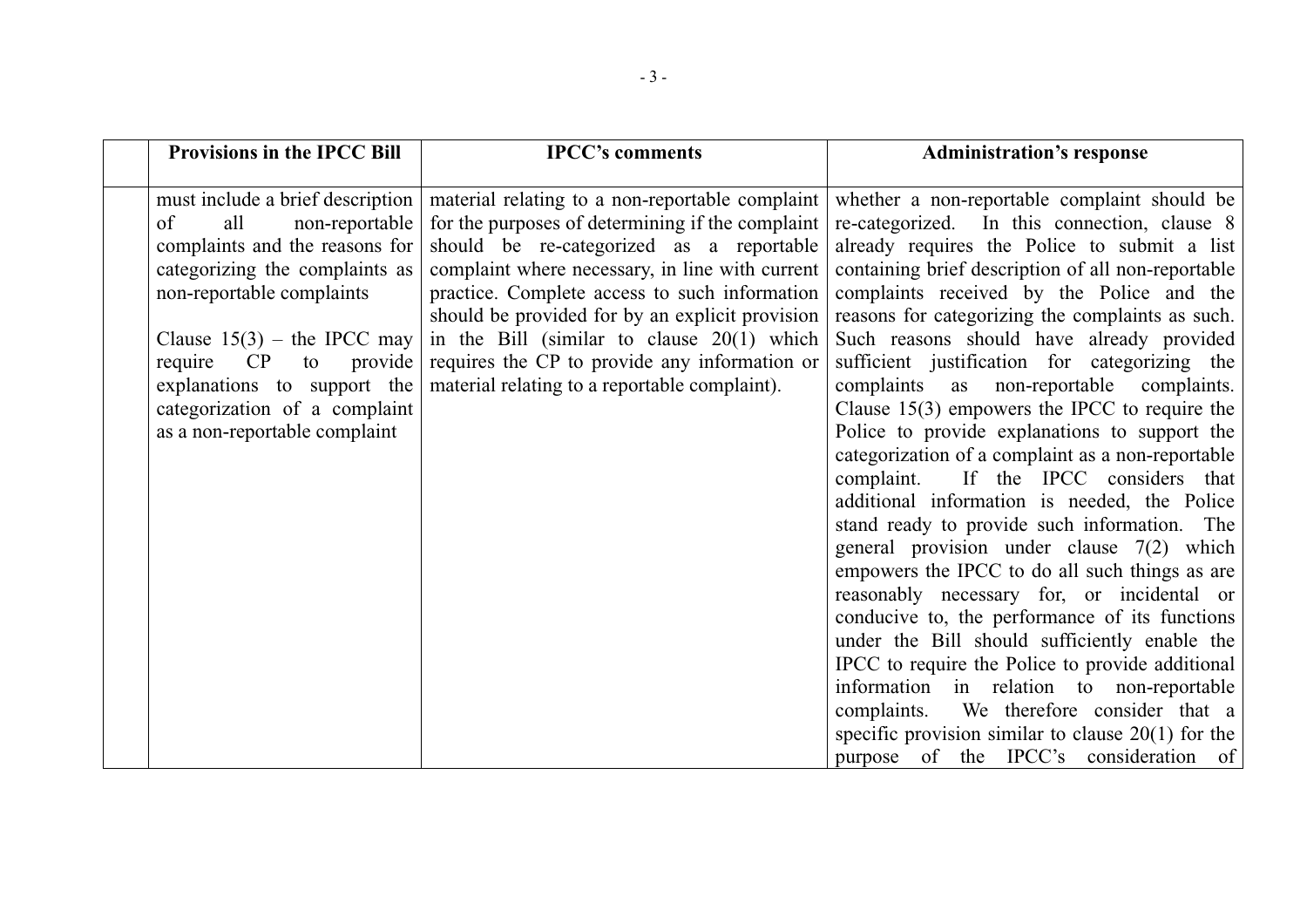| | Provisions in the IPCC Bill | IPCC's comments | Administration's response |
|---|---|---|---|
| | must include a brief description of all non-reportable complaints and the reasons for categorizing the complaints as non-reportable complaints<br><br>Clause 15(3) – the IPCC may require CP to provide explanations to support the categorization of a complaint as a non-reportable complaint | material relating to a non-reportable complaint for the purposes of determining if the complaint should be re-categorized as a reportable complaint where necessary, in line with current practice. Complete access to such information should be provided for by an explicit provision in the Bill (similar to clause 20(1) which requires the CP to provide any information or material relating to a reportable complaint). | whether a non-reportable complaint should be re-categorized. In this connection, clause 8 already requires the Police to submit a list containing brief description of all non-reportable complaints received by the Police and the reasons for categorizing the complaints as such. Such reasons should have already provided sufficient justification for categorizing the complaints as non-reportable complaints. Clause 15(3) empowers the IPCC to require the Police to provide explanations to support the categorization of a complaint as a non-reportable complaint. If the IPCC considers that additional information is needed, the Police stand ready to provide such information. The general provision under clause 7(2) which empowers the IPCC to do all such things as are reasonably necessary for, or incidental or conducive to, the performance of its functions under the Bill should sufficiently enable the IPCC to require the Police to provide additional information in relation to non-reportable complaints. We therefore consider that a specific provision similar to clause 20(1) for the purpose of the IPCC's consideration of |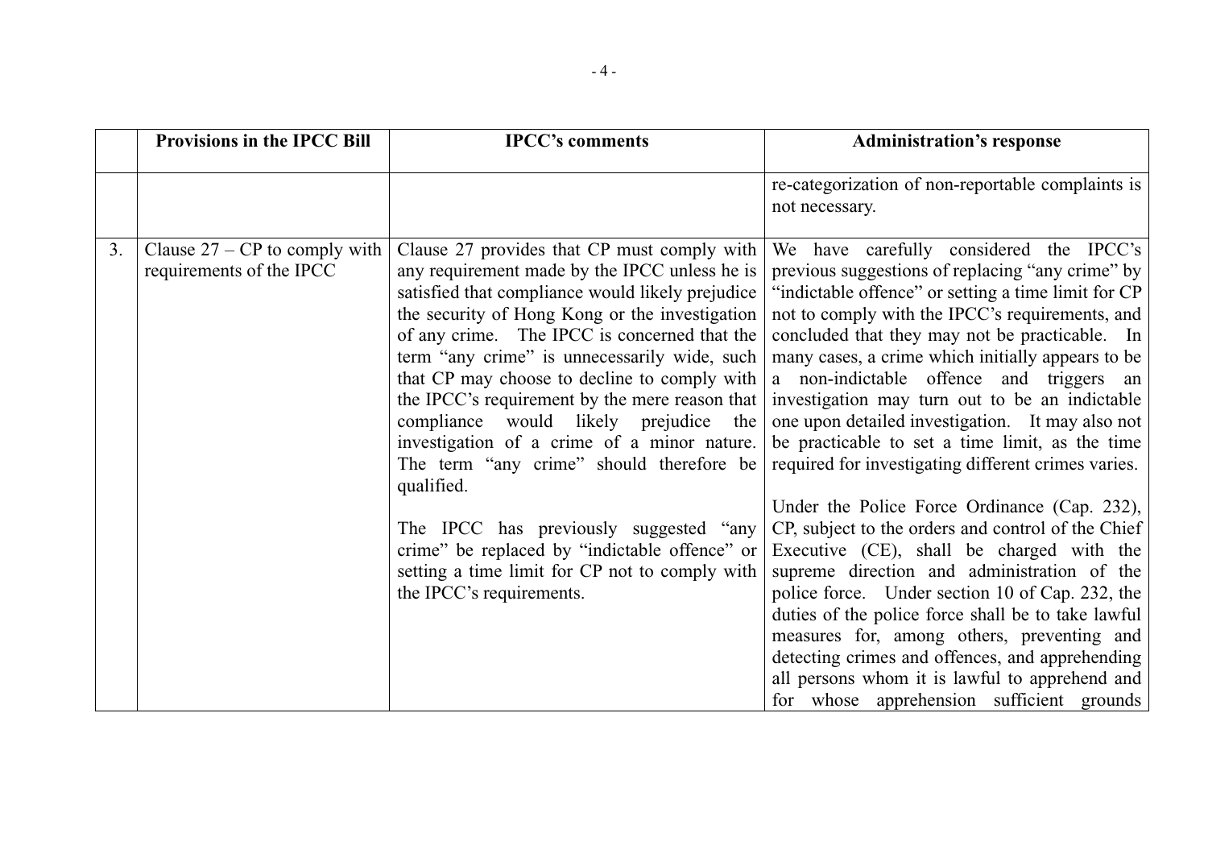|  | Provisions in the IPCC Bill | IPCC's comments | Administration's response |
|---|---|---|---|
|  |  |  | re-categorization of non-reportable complaints is not necessary. |
| 3. | Clause 27 – CP to comply with requirements of the IPCC | Clause 27 provides that CP must comply with any requirement made by the IPCC unless he is satisfied that compliance would likely prejudice the security of Hong Kong or the investigation of any crime. The IPCC is concerned that the term "any crime" is unnecessarily wide, such that CP may choose to decline to comply with the IPCC's requirement by the mere reason that compliance would likely prejudice the investigation of a crime of a minor nature. The term "any crime" should therefore be qualified.<br><br>The IPCC has previously suggested "any crime" be replaced by "indictable offence" or setting a time limit for CP not to comply with the IPCC's requirements. | We have carefully considered the IPCC's previous suggestions of replacing "any crime" by "indictable offence" or setting a time limit for CP not to comply with the IPCC's requirements, and concluded that they may not be practicable. In many cases, a crime which initially appears to be a non-indictable offence and triggers an investigation may turn out to be an indictable one upon detailed investigation. It may also not be practicable to set a time limit, as the time required for investigating different crimes varies.<br><br>Under the Police Force Ordinance (Cap. 232), CP, subject to the orders and control of the Chief Executive (CE), shall be charged with the supreme direction and administration of the police force. Under section 10 of Cap. 232, the duties of the police force shall be to take lawful measures for, among others, preventing and detecting crimes and offences, and apprehending all persons whom it is lawful to apprehend and for whose apprehension sufficient grounds |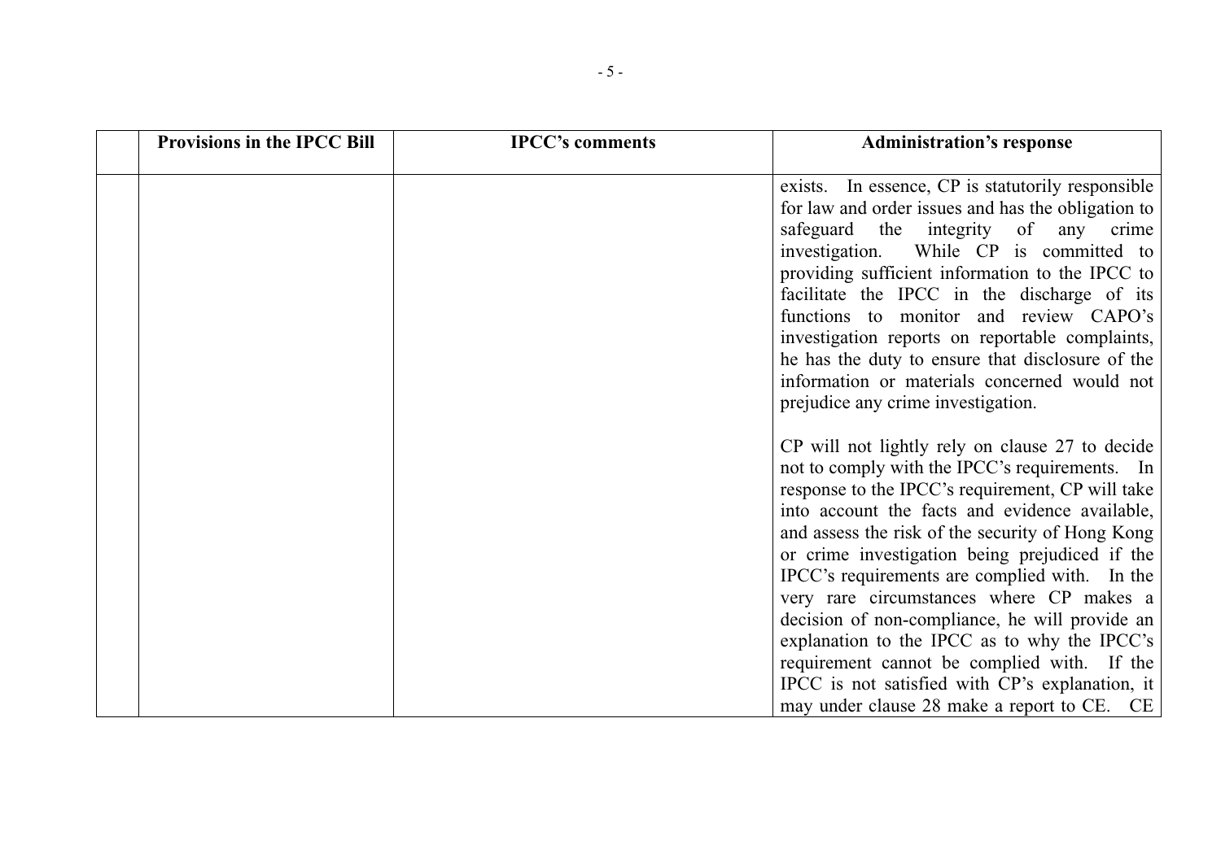| | Provisions in the IPCC Bill | IPCC's comments | Administration's response |
|---|---|---|---|
| | | | exists. In essence, CP is statutorily responsible for law and order issues and has the obligation to safeguard the integrity of any crime investigation. While CP is committed to providing sufficient information to the IPCC to facilitate the IPCC in the discharge of its functions to monitor and review CAPO's investigation reports on reportable complaints, he has the duty to ensure that disclosure of the information or materials concerned would not prejudice any crime investigation.<br><br>CP will not lightly rely on clause 27 to decide not to comply with the IPCC's requirements. In response to the IPCC's requirement, CP will take into account the facts and evidence available, and assess the risk of the security of Hong Kong or crime investigation being prejudiced if the IPCC's requirements are complied with. In the very rare circumstances where CP makes a decision of non-compliance, he will provide an explanation to the IPCC as to why the IPCC's requirement cannot be complied with. If the IPCC is not satisfied with CP's explanation, it may under clause 28 make a report to CE. CE |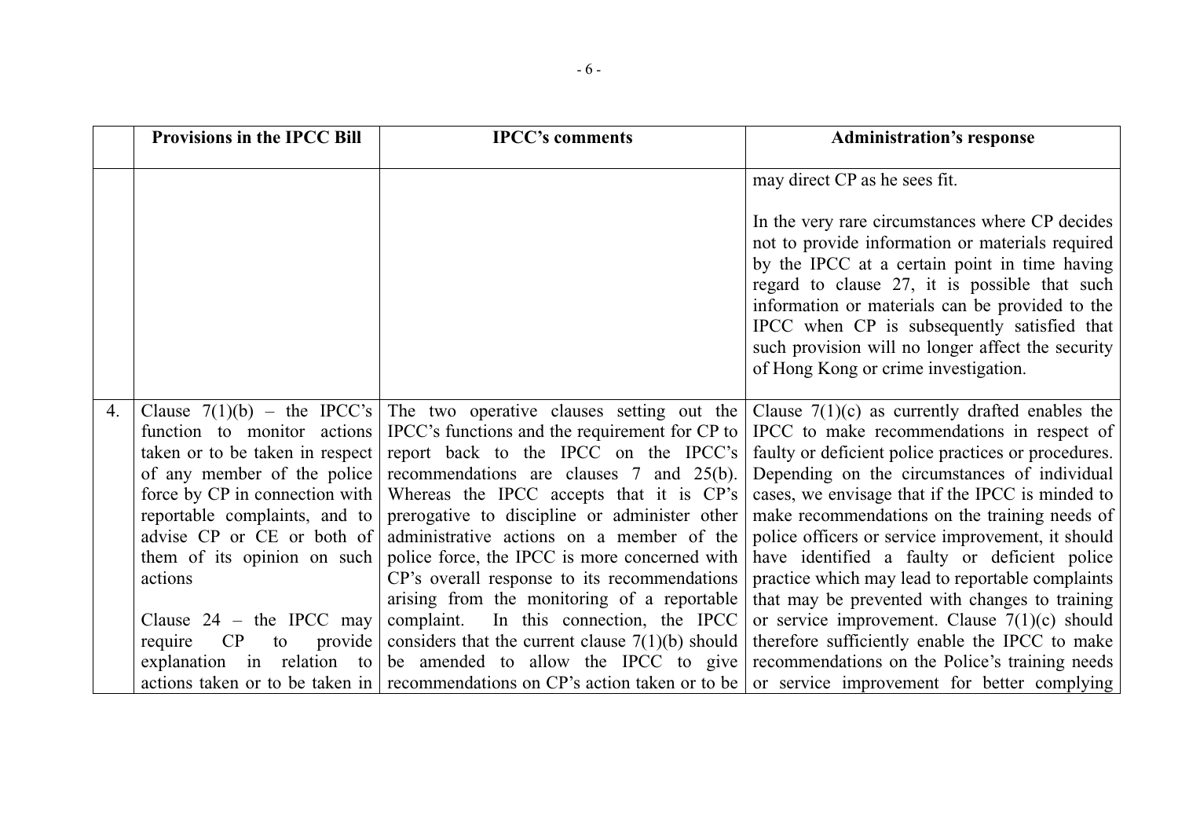| | Provisions in the IPCC Bill | IPCC's comments | Administration's response |
|---|---|---|---|
| | | | may direct CP as he sees fit.<br><br>In the very rare circumstances where CP decides not to provide information or materials required by the IPCC at a certain point in time having regard to clause 27, it is possible that such information or materials can be provided to the IPCC when CP is subsequently satisfied that such provision will no longer affect the security of Hong Kong or crime investigation. |
| 4. | Clause 7(1)(b) – the IPCC's function to monitor actions taken or to be taken in respect of any member of the police force by CP in connection with reportable complaints, and to advise CP or CE or both of them of its opinion on such actions<br><br>Clause 24 – the IPCC may require CP to provide explanation in relation to actions taken or to be taken in | The two operative clauses setting out the IPCC's functions and the requirement for CP to report back to the IPCC on the IPCC's recommendations are clauses 7 and 25(b). Whereas the IPCC accepts that it is CP's prerogative to discipline or administer other administrative actions on a member of the police force, the IPCC is more concerned with CP's overall response to its recommendations arising from the monitoring of a reportable complaint. In this connection, the IPCC considers that the current clause 7(1)(b) should be amended to allow the IPCC to give recommendations on CP's action taken or to be | Clause 7(1)(c) as currently drafted enables the IPCC to make recommendations in respect of faulty or deficient police practices or procedures. Depending on the circumstances of individual cases, we envisage that if the IPCC is minded to make recommendations on the training needs of police officers or service improvement, it should have identified a faulty or deficient police practice which may lead to reportable complaints that may be prevented with changes to training or service improvement. Clause 7(1)(c) should therefore sufficiently enable the IPCC to make recommendations on the Police's training needs or service improvement for better complying |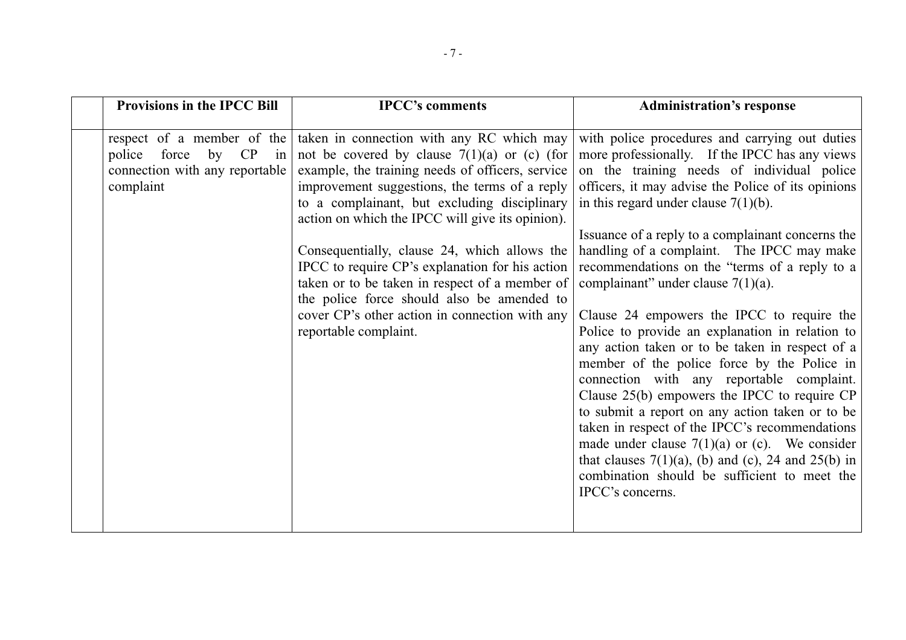| | Provisions in the IPCC Bill | IPCC's comments | Administration's response |
|---|---|---|---|
| | respect of a member of the police force by CP in connection with any reportable complaint | taken in connection with any RC which may not be covered by clause 7(1)(a) or (c) (for example, the training needs of officers, service improvement suggestions, the terms of a reply to a complainant, but excluding disciplinary action on which the IPCC will give its opinion).<br><br>Consequentially, clause 24, which allows the IPCC to require CP's explanation for his action taken or to be taken in respect of a member of the police force should also be amended to cover CP's other action in connection with any reportable complaint. | with police procedures and carrying out duties more professionally. If the IPCC has any views on the training needs of individual police officers, it may advise the Police of its opinions in this regard under clause 7(1)(b).<br><br>Issuance of a reply to a complainant concerns the handling of a complaint. The IPCC may make recommendations on the "terms of a reply to a complainant" under clause 7(1)(a).<br><br>Clause 24 empowers the IPCC to require the Police to provide an explanation in relation to any action taken or to be taken in respect of a member of the police force by the Police in connection with any reportable complaint. Clause 25(b) empowers the IPCC to require CP to submit a report on any action taken or to be taken in respect of the IPCC's recommendations made under clause 7(1)(a) or (c). We consider that clauses 7(1)(a), (b) and (c), 24 and 25(b) in combination should be sufficient to meet the IPCC's concerns. |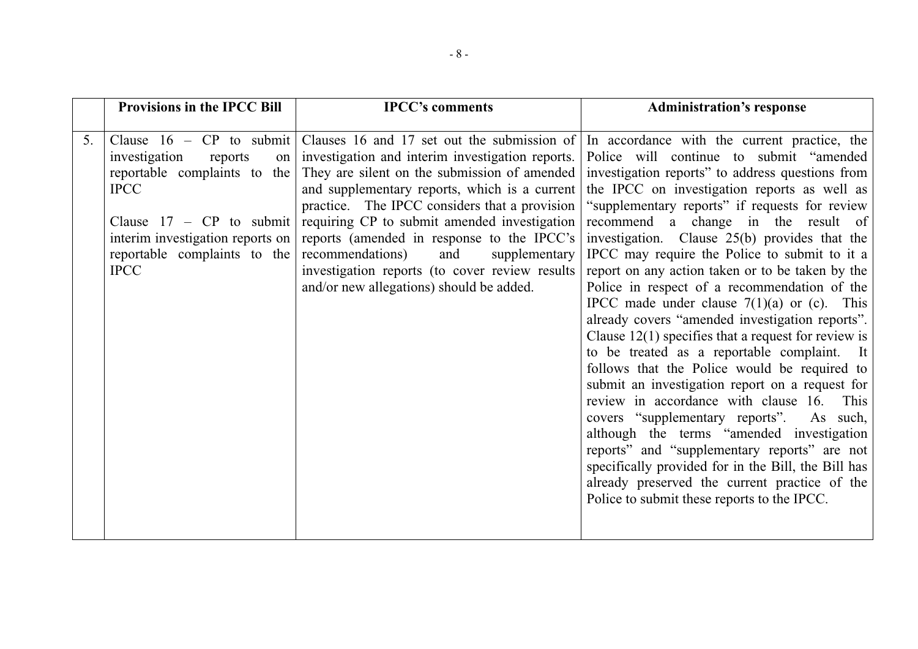| | Provisions in the IPCC Bill | IPCC's comments | Administration's response |
|---|---|---|---|
| 5. | Clause 16 – CP to submit investigation reports on reportable complaints to the IPCC<br><br>Clause 17 – CP to submit interim investigation reports on reportable complaints to the IPCC | Clauses 16 and 17 set out the submission of investigation and interim investigation reports. They are silent on the submission of amended and supplementary reports, which is a current practice. The IPCC considers that a provision requiring CP to submit amended investigation reports (amended in response to the IPCC's recommendations) and supplementary investigation reports (to cover review results and/or new allegations) should be added. | In accordance with the current practice, the Police will continue to submit "amended investigation reports" to address questions from the IPCC on investigation reports as well as "supplementary reports" if requests for review recommend a change in the result of investigation. Clause 25(b) provides that the IPCC may require the Police to submit to it a report on any action taken or to be taken by the Police in respect of a recommendation of the IPCC made under clause 7(1)(a) or (c). This already covers "amended investigation reports". Clause 12(1) specifies that a request for review is to be treated as a reportable complaint. It follows that the Police would be required to submit an investigation report on a request for review in accordance with clause 16. This covers "supplementary reports". As such, although the terms "amended investigation reports" and "supplementary reports" are not specifically provided for in the Bill, the Bill has already preserved the current practice of the Police to submit these reports to the IPCC. |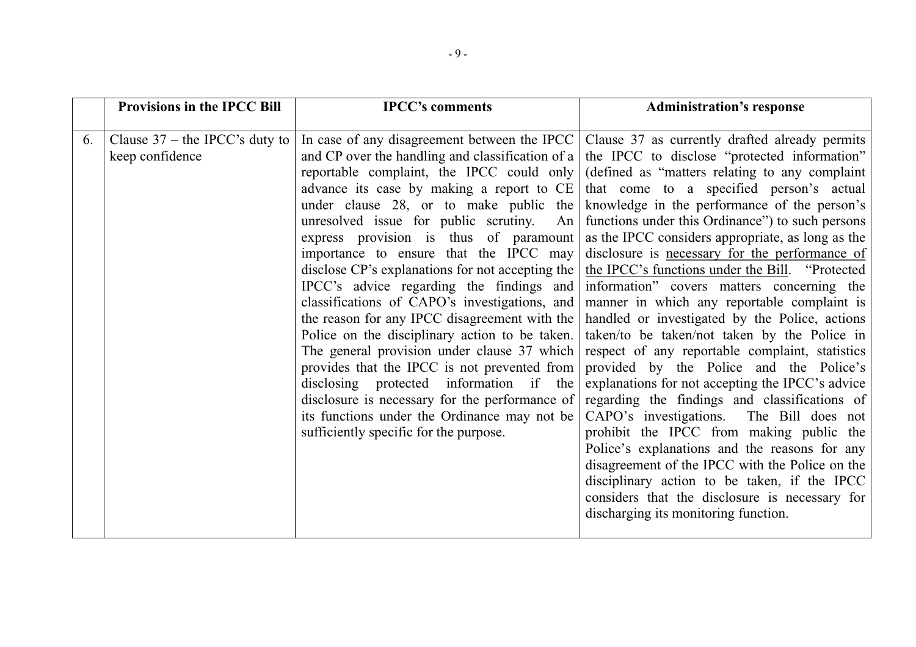| | Provisions in the IPCC Bill | IPCC's comments | Administration's response |
|---|---|---|---|
| 6. | Clause 37 – the IPCC's duty to keep confidence | In case of any disagreement between the IPCC and CP over the handling and classification of a reportable complaint, the IPCC could only advance its case by making a report to CE under clause 28, or to make public the unresolved issue for public scrutiny. An express provision is thus of paramount importance to ensure that the IPCC may disclose CP's explanations for not accepting the IPCC's advice regarding the findings and classifications of CAPO's investigations, and the reason for any IPCC disagreement with the Police on the disciplinary action to be taken. The general provision under clause 37 which provides that the IPCC is not prevented from disclosing protected information if the disclosure is necessary for the performance of its functions under the Ordinance may not be sufficiently specific for the purpose. | Clause 37 as currently drafted already permits the IPCC to disclose "protected information" (defined as "matters relating to any complaint that come to a specified person's actual knowledge in the performance of the person's functions under this Ordinance") to such persons as the IPCC considers appropriate, as long as the disclosure is <u>necessary for the performance of the IPCC's functions under the Bill</u>. "Protected information" covers matters concerning the manner in which any reportable complaint is handled or investigated by the Police, actions taken/to be taken/not taken by the Police in respect of any reportable complaint, statistics provided by the Police and the Police's explanations for not accepting the IPCC's advice regarding the findings and classifications of CAPO's investigations. The Bill does not prohibit the IPCC from making public the Police's explanations and the reasons for any disagreement of the IPCC with the Police on the disciplinary action to be taken, if the IPCC considers that the disclosure is necessary for discharging its monitoring function. |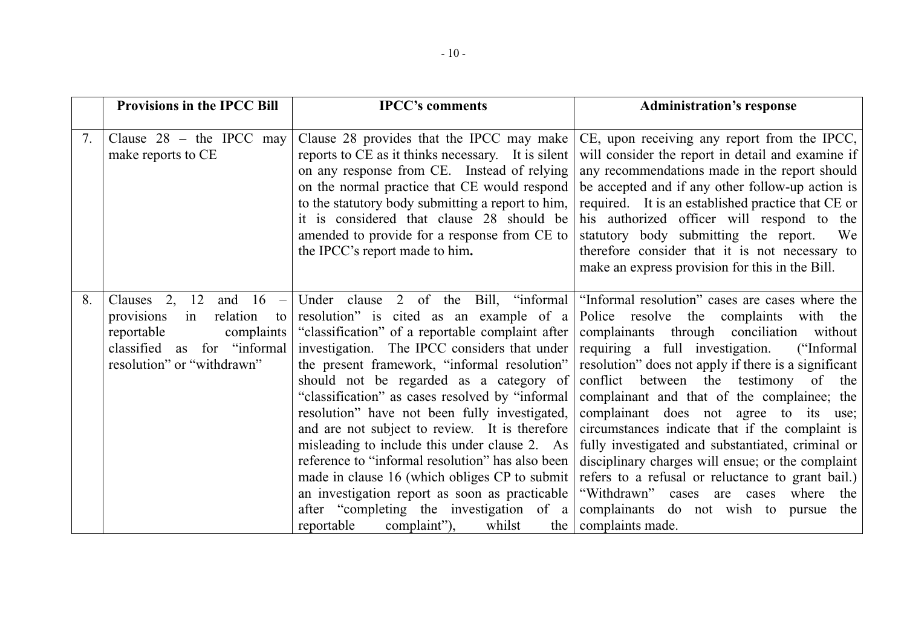| | Provisions in the IPCC Bill | IPCC's comments | Administration's response |
|---|---|---|---|
| 7. | Clause 28 – the IPCC may make reports to CE | Clause 28 provides that the IPCC may make reports to CE as it thinks necessary. It is silent on any response from CE. Instead of relying on the normal practice that CE would respond to the statutory body submitting a report to him, it is considered that clause 28 should be amended to provide for a response from CE to the IPCC's report made to him**.** | CE, upon receiving any report from the IPCC, will consider the report in detail and examine if any recommendations made in the report should be accepted and if any other follow-up action is required. It is an established practice that CE or his authorized officer will respond to the statutory body submitting the report. We therefore consider that it is not necessary to make an express provision for this in the Bill. |
| 8. | Clauses 2, 12 and 16 – provisions in relation to reportable complaints classified as for "informal resolution" or "withdrawn" | Under clause 2 of the Bill, "informal resolution" is cited as an example of a "classification" of a reportable complaint after investigation. The IPCC considers that under the present framework, "informal resolution" should not be regarded as a category of "classification" as cases resolved by "informal resolution" have not been fully investigated, and are not subject to review. It is therefore misleading to include this under clause 2. As reference to "informal resolution" has also been made in clause 16 (which obliges CP to submit an investigation report as soon as practicable after "completing the investigation of a reportable complaint"), whilst the | "Informal resolution" cases are cases where the Police resolve the complaints with the complainants through conciliation without requiring a full investigation. ("Informal resolution" does not apply if there is a significant conflict between the testimony of the complainant and that of the complainee; the complainant does not agree to its use; circumstances indicate that if the complaint is fully investigated and substantiated, criminal or disciplinary charges will ensue; or the complaint refers to a refusal or reluctance to grant bail.) "Withdrawn" cases are cases where the complainants do not wish to pursue the complaints made. |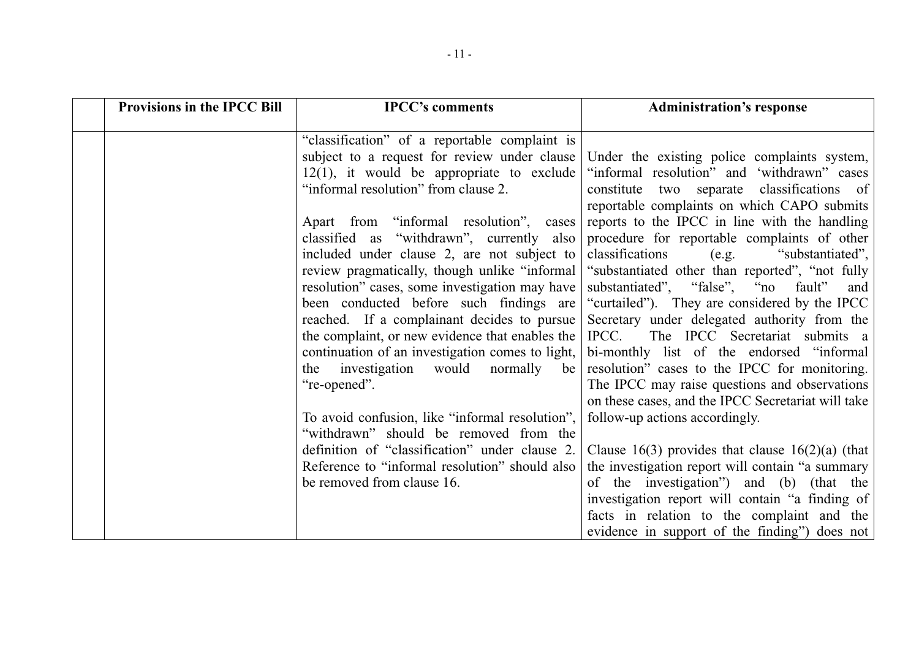| | Provisions in the IPCC Bill | IPCC's comments | Administration's response |
|---|---|---|---|
| | | "classification" of a reportable complaint is subject to a request for review under clause 12(1), it would be appropriate to exclude "informal resolution" from clause 2.<br><br>Apart from "informal resolution", cases classified as "withdrawn", currently also included under clause 2, are not subject to review pragmatically, though unlike "informal resolution" cases, some investigation may have been conducted before such findings are reached. If a complainant decides to pursue the complaint, or new evidence that enables the continuation of an investigation comes to light, the investigation would normally be "re-opened".<br><br>To avoid confusion, like "informal resolution", "withdrawn" should be removed from the definition of "classification" under clause 2. Reference to "informal resolution" should also be removed from clause 16. | Under the existing police complaints system, "informal resolution" and 'withdrawn" cases constitute two separate classifications of reportable complaints on which CAPO submits reports to the IPCC in line with the handling procedure for reportable complaints of other classifications (e.g. "substantiated", "substantiated other than reported", "not fully substantiated", "false", "no fault" and "curtailed"). They are considered by the IPCC Secretary under delegated authority from the IPCC. The IPCC Secretariat submits a bi-monthly list of the endorsed "informal resolution" cases to the IPCC for monitoring. The IPCC may raise questions and observations on these cases, and the IPCC Secretariat will take follow-up actions accordingly.<br><br>Clause 16(3) provides that clause 16(2)(a) (that the investigation report will contain "a summary of the investigation") and (b) (that the investigation report will contain "a finding of facts in relation to the complaint and the evidence in support of the finding") does not |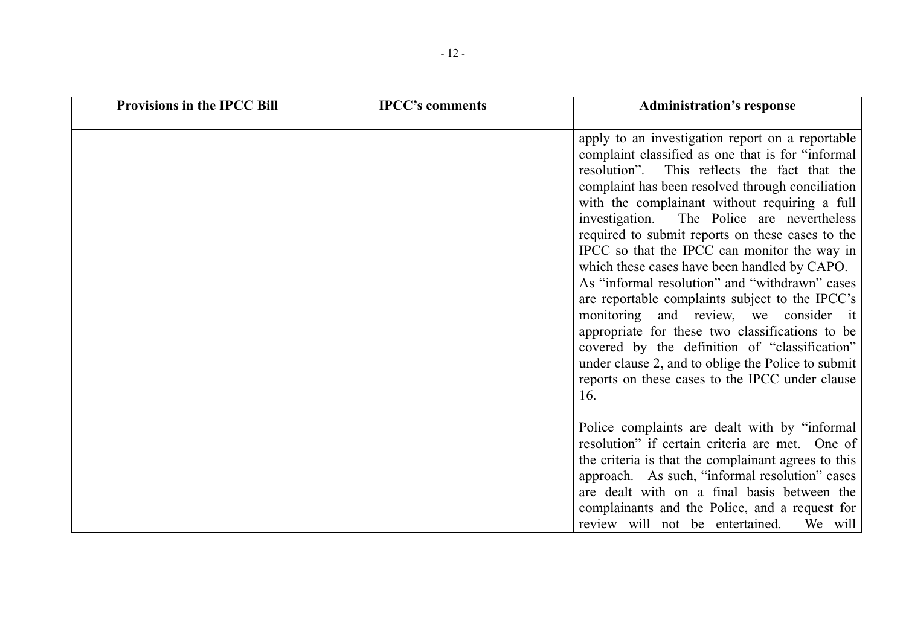| | Provisions in the IPCC Bill | IPCC's comments | Administration's response |
|---|---|---|---|
| | | | apply to an investigation report on a reportable complaint classified as one that is for "informal resolution". This reflects the fact that the complaint has been resolved through conciliation with the complainant without requiring a full investigation. The Police are nevertheless required to submit reports on these cases to the IPCC so that the IPCC can monitor the way in which these cases have been handled by CAPO. As "informal resolution" and "withdrawn" cases are reportable complaints subject to the IPCC's monitoring and review, we consider it appropriate for these two classifications to be covered by the definition of "classification" under clause 2, and to oblige the Police to submit reports on these cases to the IPCC under clause 16.<br><br>Police complaints are dealt with by "informal resolution" if certain criteria are met. One of the criteria is that the complainant agrees to this approach. As such, "informal resolution" cases are dealt with on a final basis between the complainants and the Police, and a request for review will not be entertained. We will |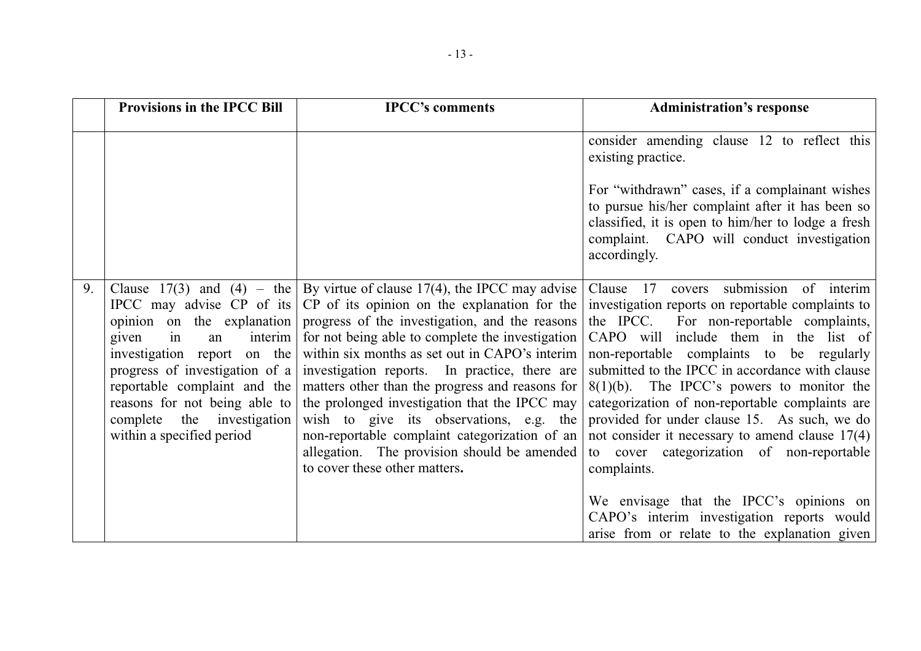|  | Provisions in the IPCC Bill | IPCC's comments | Administration's response |
|---|---|---|---|
|  |  |  | consider amending clause 12 to reflect this existing practice.<br><br>For "withdrawn" cases, if a complainant wishes to pursue his/her complaint after it has been so classified, it is open to him/her to lodge a fresh complaint. CAPO will conduct investigation accordingly. |
| 9. | Clause 17(3) and (4) – the IPCC may advise CP of its opinion on the explanation given in an interim investigation report on the progress of investigation of a reportable complaint and the reasons for not being able to complete the investigation within a specified period | By virtue of clause 17(4), the IPCC may advise CP of its opinion on the explanation for the progress of the investigation, and the reasons for not being able to complete the investigation within six months as set out in CAPO's interim investigation reports. In practice, there are matters other than the progress and reasons for the prolonged investigation that the IPCC may wish to give its observations, e.g. the non-reportable complaint categorization of an allegation. The provision should be amended to cover these other matters**.** | Clause 17 covers submission of interim investigation reports on reportable complaints to the IPCC. For non-reportable complaints, CAPO will include them in the list of non-reportable complaints to be regularly submitted to the IPCC in accordance with clause 8(1)(b). The IPCC's powers to monitor the categorization of non-reportable complaints are provided for under clause 15. As such, we do not consider it necessary to amend clause 17(4) to cover categorization of non-reportable complaints.<br><br>We envisage that the IPCC's opinions on CAPO's interim investigation reports would arise from or relate to the explanation given |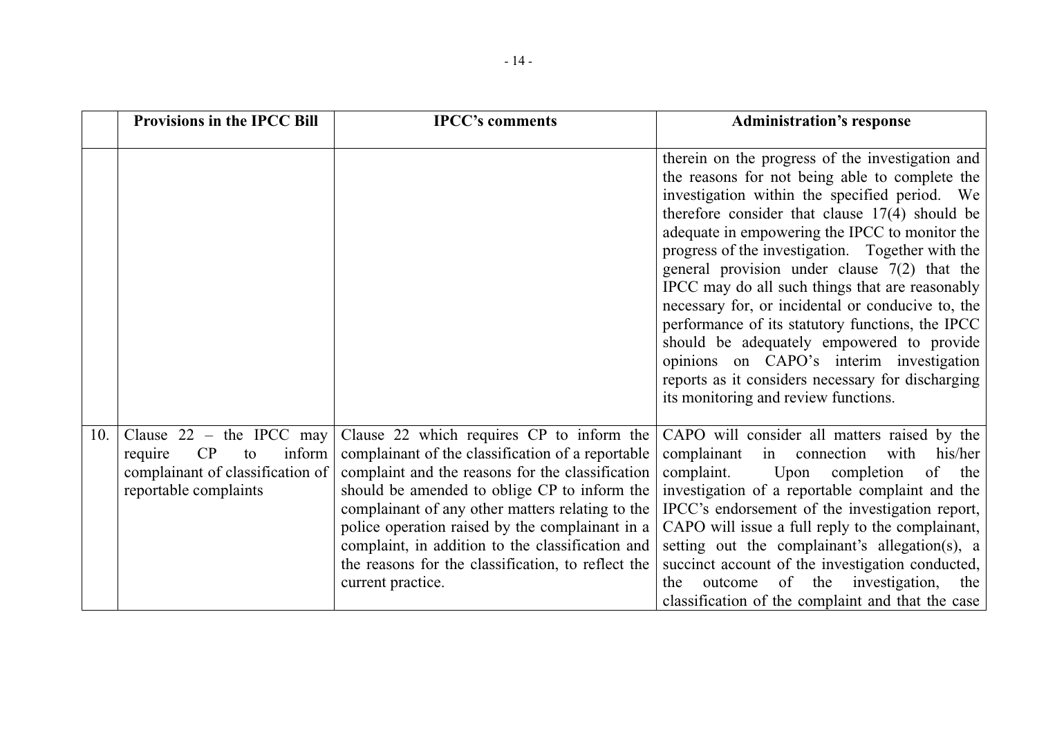|  | Provisions in the IPCC Bill | IPCC's comments | Administration's response |
|---|---|---|---|
|  |  |  | therein on the progress of the investigation and the reasons for not being able to complete the investigation within the specified period. We therefore consider that clause 17(4) should be adequate in empowering the IPCC to monitor the progress of the investigation. Together with the general provision under clause 7(2) that the IPCC may do all such things that are reasonably necessary for, or incidental or conducive to, the performance of its statutory functions, the IPCC should be adequately empowered to provide opinions on CAPO's interim investigation reports as it considers necessary for discharging its monitoring and review functions. |
| 10. | Clause 22 – the IPCC may require CP to inform complainant of classification of reportable complaints | Clause 22 which requires CP to inform the complainant of the classification of a reportable complaint and the reasons for the classification should be amended to oblige CP to inform the complainant of any other matters relating to the police operation raised by the complainant in a complaint, in addition to the classification and the reasons for the classification, to reflect the current practice. | CAPO will consider all matters raised by the complainant in connection with his/her complaint. Upon completion of the investigation of a reportable complaint and the IPCC's endorsement of the investigation report, CAPO will issue a full reply to the complainant, setting out the complainant's allegation(s), a succinct account of the investigation conducted, the outcome of the investigation, the classification of the complaint and that the case |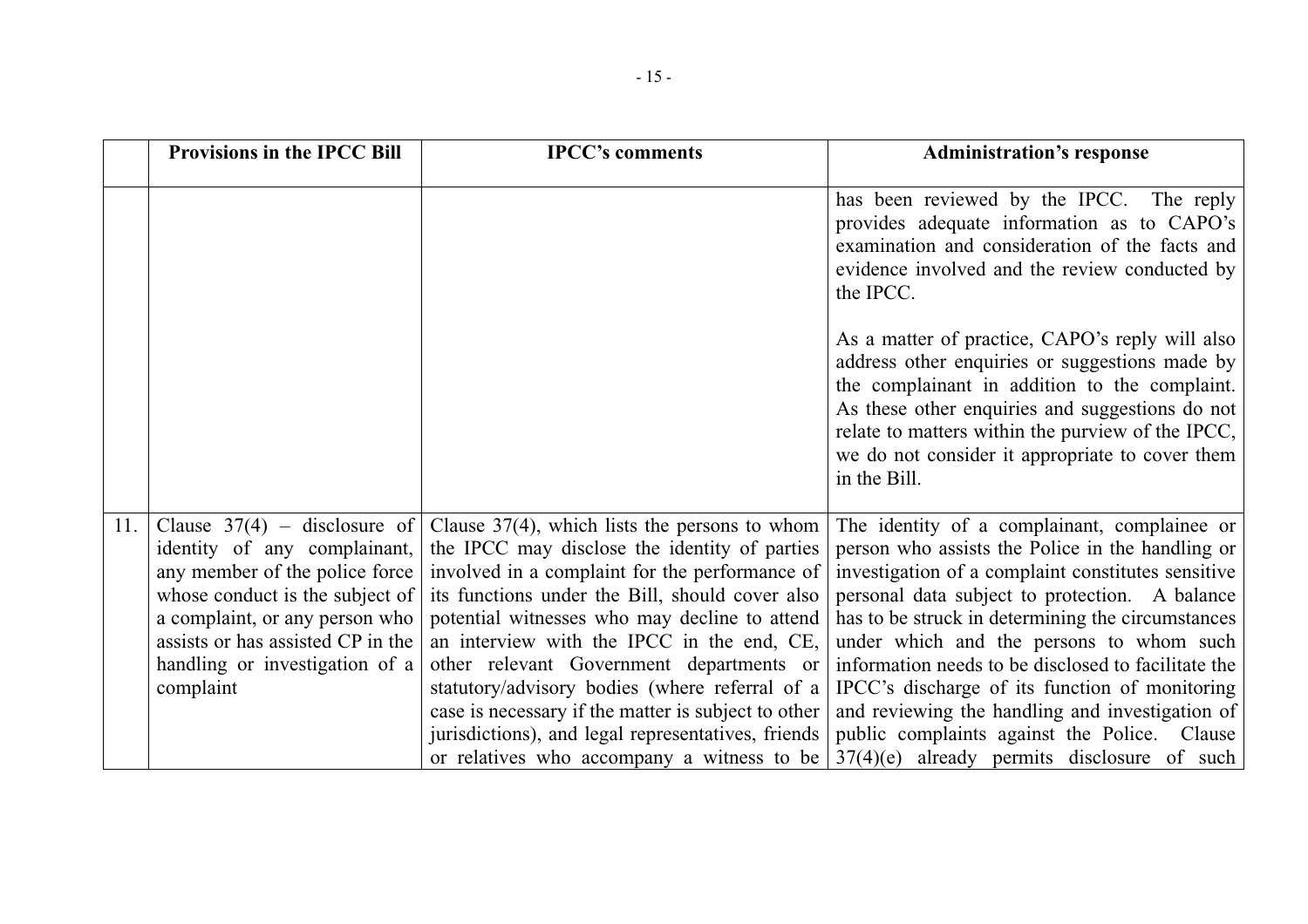| | Provisions in the IPCC Bill | IPCC's comments | Administration's response |
|---|---|---|---|
| | | | has been reviewed by the IPCC. The reply provides adequate information as to CAPO's examination and consideration of the facts and evidence involved and the review conducted by the IPCC.<br><br>As a matter of practice, CAPO's reply will also address other enquiries or suggestions made by the complainant in addition to the complaint. As these other enquiries and suggestions do not relate to matters within the purview of the IPCC, we do not consider it appropriate to cover them in the Bill. |
| 11. | Clause 37(4) – disclosure of identity of any complainant, any member of the police force whose conduct is the subject of a complaint, or any person who assists or has assisted CP in the handling or investigation of a complaint | Clause 37(4), which lists the persons to whom the IPCC may disclose the identity of parties involved in a complaint for the performance of its functions under the Bill, should cover also potential witnesses who may decline to attend an interview with the IPCC in the end, CE, other relevant Government departments or statutory/advisory bodies (where referral of a case is necessary if the matter is subject to other jurisdictions), and legal representatives, friends or relatives who accompany a witness to be | The identity of a complainant, complainee or person who assists the Police in the handling or investigation of a complaint constitutes sensitive personal data subject to protection. A balance has to be struck in determining the circumstances under which and the persons to whom such information needs to be disclosed to facilitate the IPCC's discharge of its function of monitoring and reviewing the handling and investigation of public complaints against the Police. Clause 37(4)(e) already permits disclosure of such |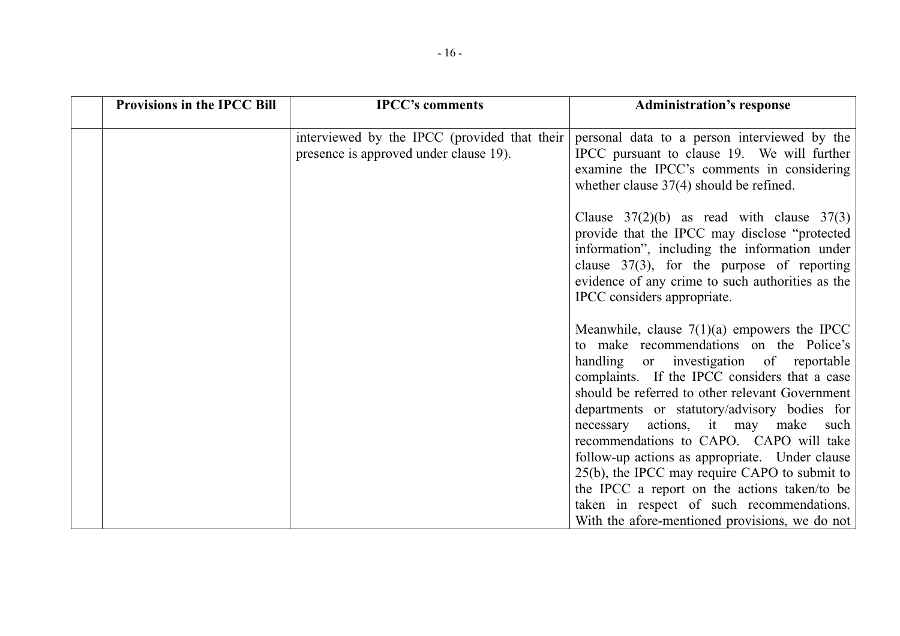| | Provisions in the IPCC Bill | IPCC's comments | Administration's response |
|---|---|---|---|
| | | interviewed by the IPCC (provided that their presence is approved under clause 19). | personal data to a person interviewed by the IPCC pursuant to clause 19. We will further examine the IPCC's comments in considering whether clause 37(4) should be refined.<br><br>Clause 37(2)(b) as read with clause 37(3) provide that the IPCC may disclose "protected information", including the information under clause 37(3), for the purpose of reporting evidence of any crime to such authorities as the IPCC considers appropriate.<br><br>Meanwhile, clause 7(1)(a) empowers the IPCC to make recommendations on the Police's handling or investigation of reportable complaints. If the IPCC considers that a case should be referred to other relevant Government departments or statutory/advisory bodies for necessary actions, it may make such recommendations to CAPO. CAPO will take follow-up actions as appropriate. Under clause 25(b), the IPCC may require CAPO to submit to the IPCC a report on the actions taken/to be taken in respect of such recommendations. With the afore-mentioned provisions, we do not |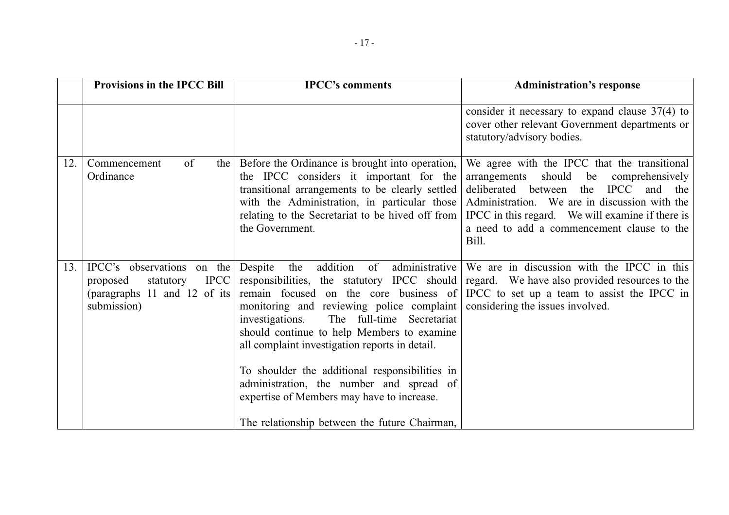| | Provisions in the IPCC Bill | IPCC's comments | Administration's response |
|---|---|---|---|
| | | | consider it necessary to expand clause 37(4) to cover other relevant Government departments or statutory/advisory bodies. |
| 12. | Commencement of the Ordinance | Before the Ordinance is brought into operation, the IPCC considers it important for the transitional arrangements to be clearly settled with the Administration, in particular those relating to the Secretariat to be hived off from the Government. | We agree with the IPCC that the transitional arrangements should be comprehensively deliberated between the IPCC and the Administration. We are in discussion with the IPCC in this regard. We will examine if there is a need to add a commencement clause to the Bill. |
| 13. | IPCC's observations on the proposed statutory IPCC (paragraphs 11 and 12 of its submission) | Despite the addition of administrative responsibilities, the statutory IPCC should remain focused on the core business of monitoring and reviewing police complaint investigations. The full-time Secretariat should continue to help Members to examine all complaint investigation reports in detail.<br><br>To shoulder the additional responsibilities in administration, the number and spread of expertise of Members may have to increase.<br><br>The relationship between the future Chairman, | We are in discussion with the IPCC in this regard. We have also provided resources to the IPCC to set up a team to assist the IPCC in considering the issues involved. |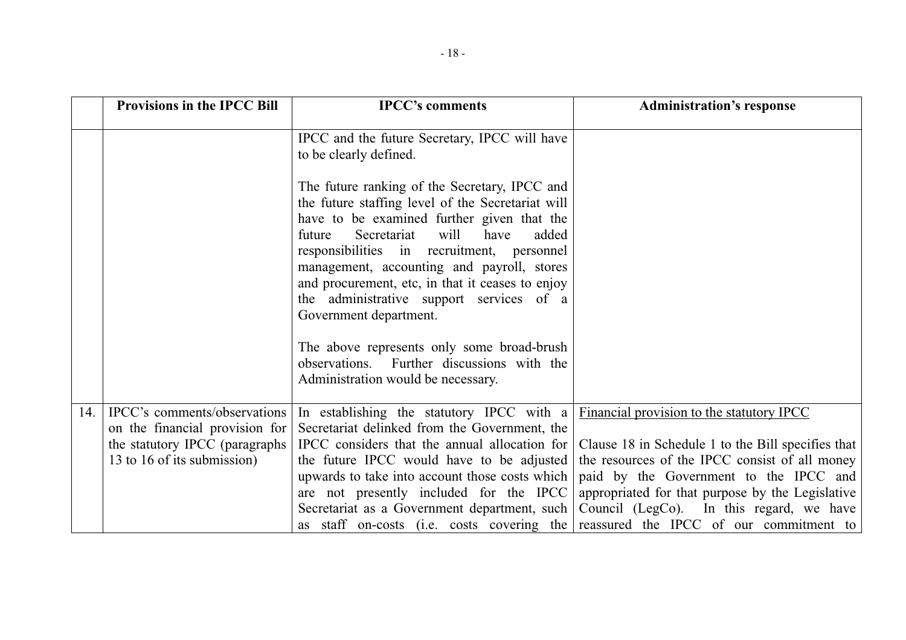|  | Provisions in the IPCC Bill | IPCC's comments | Administration's response |
|---|---|---|---|
|  |  | IPCC and the future Secretary, IPCC will have to be clearly defined.<br><br>The future ranking of the Secretary, IPCC and the future staffing level of the Secretariat will have to be examined further given that the future Secretariat will have added responsibilities in recruitment, personnel management, accounting and payroll, stores and procurement, etc, in that it ceases to enjoy the administrative support services of a Government department.<br><br>The above represents only some broad-brush observations. Further discussions with the Administration would be necessary. |  |
| 14. | IPCC's comments/observations on the financial provision for the statutory IPCC (paragraphs 13 to 16 of its submission) | In establishing the statutory IPCC with a Secretariat delinked from the Government, the IPCC considers that the annual allocation for the future IPCC would have to be adjusted upwards to take into account those costs which are not presently included for the IPCC Secretariat as a Government department, such as staff on-costs (i.e. costs covering the | <u>Financial provision to the statutory IPCC</u><br><br>Clause 18 in Schedule 1 to the Bill specifies that the resources of the IPCC consist of all money paid by the Government to the IPCC and appropriated for that purpose by the Legislative Council (LegCo). In this regard, we have reassured the IPCC of our commitment to |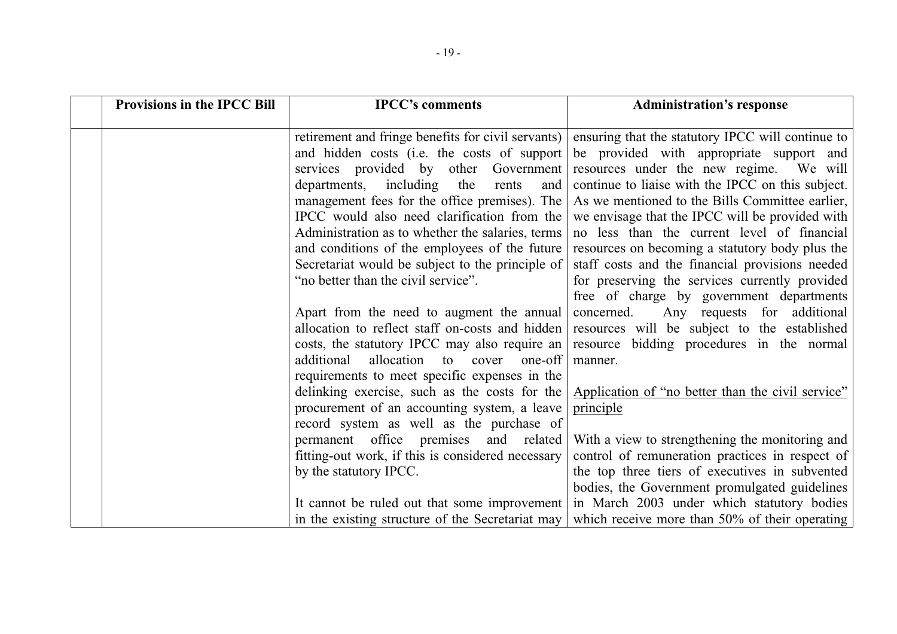| | Provisions in the IPCC Bill | IPCC's comments | Administration's response |
|---|---|---|---|
| | | retirement and fringe benefits for civil servants) and hidden costs (i.e. the costs of support services provided by other Government departments, including the rents and management fees for the office premises). The IPCC would also need clarification from the Administration as to whether the salaries, terms and conditions of the employees of the future Secretariat would be subject to the principle of "no better than the civil service".<br><br>Apart from the need to augment the annual allocation to reflect staff on-costs and hidden costs, the statutory IPCC may also require an additional allocation to cover one-off requirements to meet specific expenses in the delinking exercise, such as the costs for the procurement of an accounting system, a leave record system as well as the purchase of permanent office premises and related fitting-out work, if this is considered necessary by the statutory IPCC.<br><br>It cannot be ruled out that some improvement in the existing structure of the Secretariat may | ensuring that the statutory IPCC will continue to be provided with appropriate support and resources under the new regime. We will continue to liaise with the IPCC on this subject. As we mentioned to the Bills Committee earlier, we envisage that the IPCC will be provided with no less than the current level of financial resources on becoming a statutory body plus the staff costs and the financial provisions needed for preserving the services currently provided free of charge by government departments concerned. Any requests for additional resources will be subject to the established resource bidding procedures in the normal manner.<br><br><u>Application of "no better than the civil service" principle</u><br><br>With a view to strengthening the monitoring and control of remuneration practices in respect of the top three tiers of executives in subvented bodies, the Government promulgated guidelines in March 2003 under which statutory bodies which receive more than 50% of their operating |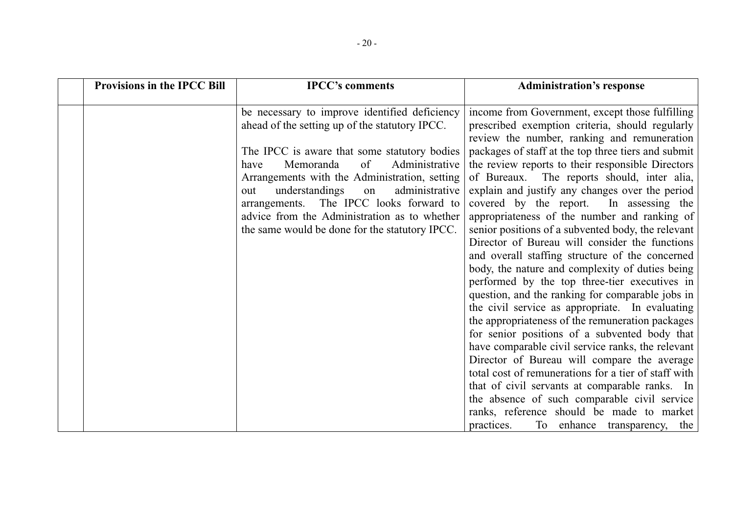| | Provisions in the IPCC Bill | IPCC's comments | Administration's response |
|---|---|---|---|
| | | be necessary to improve identified deficiency ahead of the setting up of the statutory IPCC.<br><br>The IPCC is aware that some statutory bodies have Memoranda of Administrative Arrangements with the Administration, setting out understandings on administrative arrangements. The IPCC looks forward to advice from the Administration as to whether the same would be done for the statutory IPCC. | income from Government, except those fulfilling prescribed exemption criteria, should regularly review the number, ranking and remuneration packages of staff at the top three tiers and submit the review reports to their responsible Directors of Bureaux. The reports should, inter alia, explain and justify any changes over the period covered by the report. In assessing the appropriateness of the number and ranking of senior positions of a subvented body, the relevant Director of Bureau will consider the functions and overall staffing structure of the concerned body, the nature and complexity of duties being performed by the top three-tier executives in question, and the ranking for comparable jobs in the civil service as appropriate. In evaluating the appropriateness of the remuneration packages for senior positions of a subvented body that have comparable civil service ranks, the relevant Director of Bureau will compare the average total cost of remunerations for a tier of staff with that of civil servants at comparable ranks. In the absence of such comparable civil service ranks, reference should be made to market practices. To enhance transparency, the |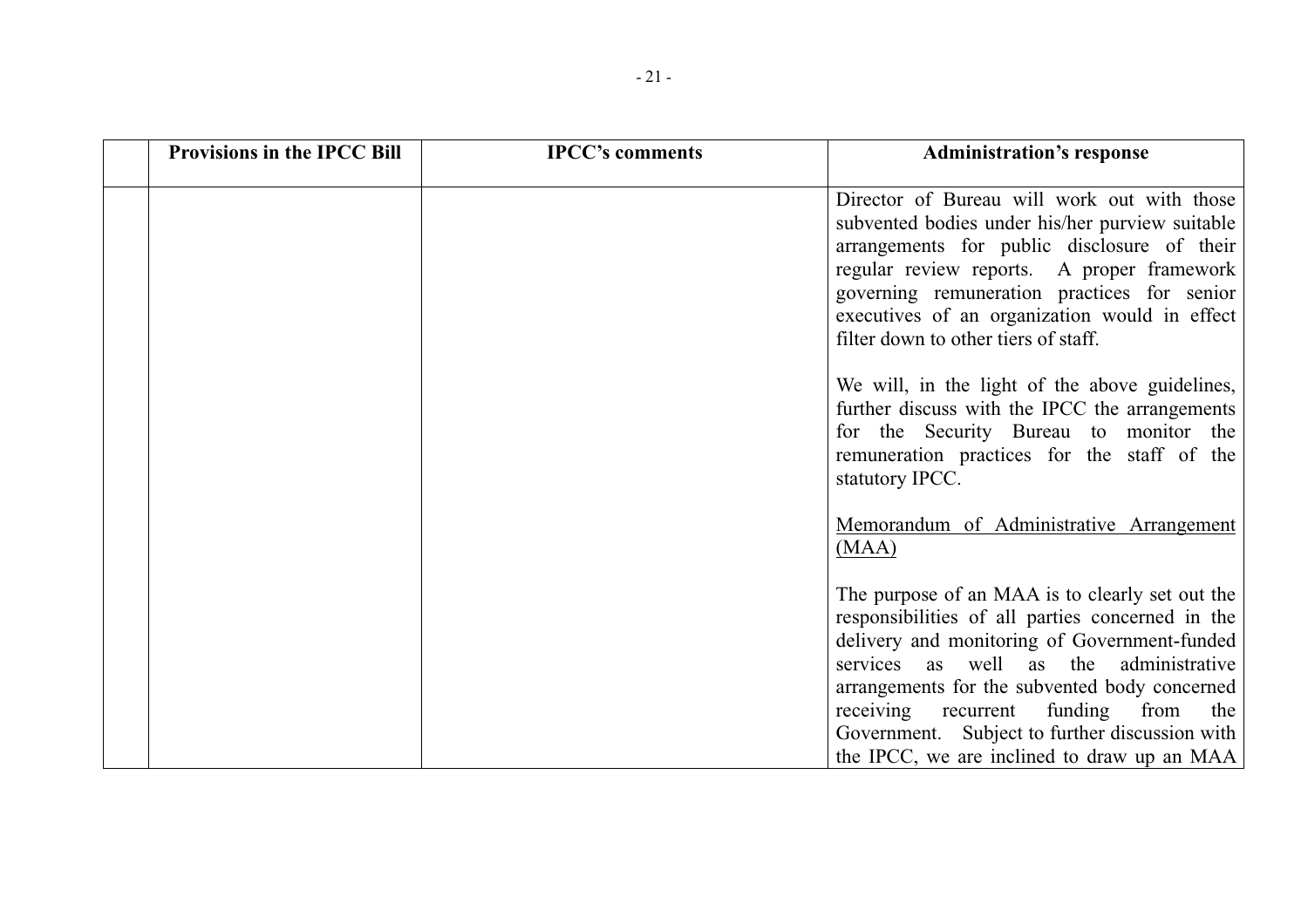|  | Provisions in the IPCC Bill | IPCC's comments | Administration's response |
|---|---|---|---|
|  |  |  | Director of Bureau will work out with those subvented bodies under his/her purview suitable arrangements for public disclosure of their regular review reports. A proper framework governing remuneration practices for senior executives of an organization would in effect filter down to other tiers of staff.<br><br>We will, in the light of the above guidelines, further discuss with the IPCC the arrangements for the Security Bureau to monitor the remuneration practices for the staff of the statutory IPCC.<br><br><u>Memorandum of Administrative Arrangement (MAA)</u><br><br>The purpose of an MAA is to clearly set out the responsibilities of all parties concerned in the delivery and monitoring of Government-funded services as well as the administrative arrangements for the subvented body concerned receiving recurrent funding from the Government. Subject to further discussion with the IPCC, we are inclined to draw up an MAA |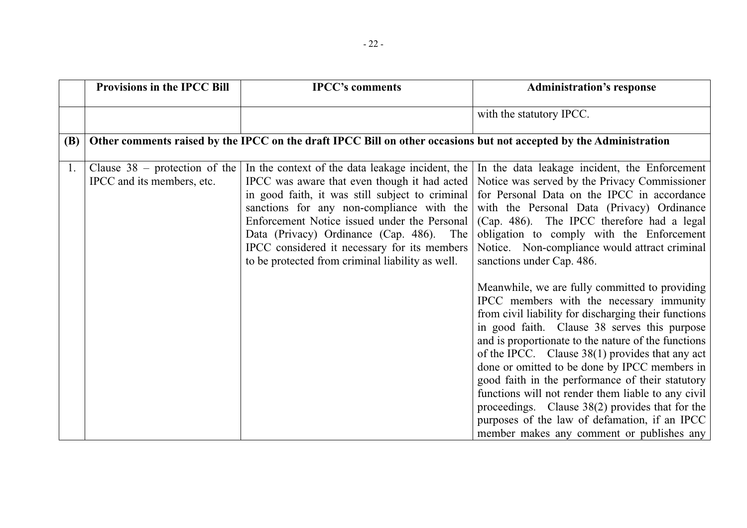| | Provisions in the IPCC Bill | IPCC's comments | Administration's response |
|---|---|---|---|
| | | | with the statutory IPCC. |
| **(B)** | **Other comments raised by the IPCC on the draft IPCC Bill on other occasions but not accepted by the Administration** | | |
| 1. | Clause 38 – protection of the IPCC and its members, etc. | In the context of the data leakage incident, the IPCC was aware that even though it had acted in good faith, it was still subject to criminal sanctions for any non-compliance with the Enforcement Notice issued under the Personal Data (Privacy) Ordinance (Cap. 486). The IPCC considered it necessary for its members to be protected from criminal liability as well. | In the data leakage incident, the Enforcement Notice was served by the Privacy Commissioner for Personal Data on the IPCC in accordance with the Personal Data (Privacy) Ordinance (Cap. 486). The IPCC therefore had a legal obligation to comply with the Enforcement Notice. Non-compliance would attract criminal sanctions under Cap. 486.<br><br>Meanwhile, we are fully committed to providing IPCC members with the necessary immunity from civil liability for discharging their functions in good faith. Clause 38 serves this purpose and is proportionate to the nature of the functions of the IPCC. Clause 38(1) provides that any act done or omitted to be done by IPCC members in good faith in the performance of their statutory functions will not render them liable to any civil proceedings. Clause 38(2) provides that for the purposes of the law of defamation, if an IPCC member makes any comment or publishes any |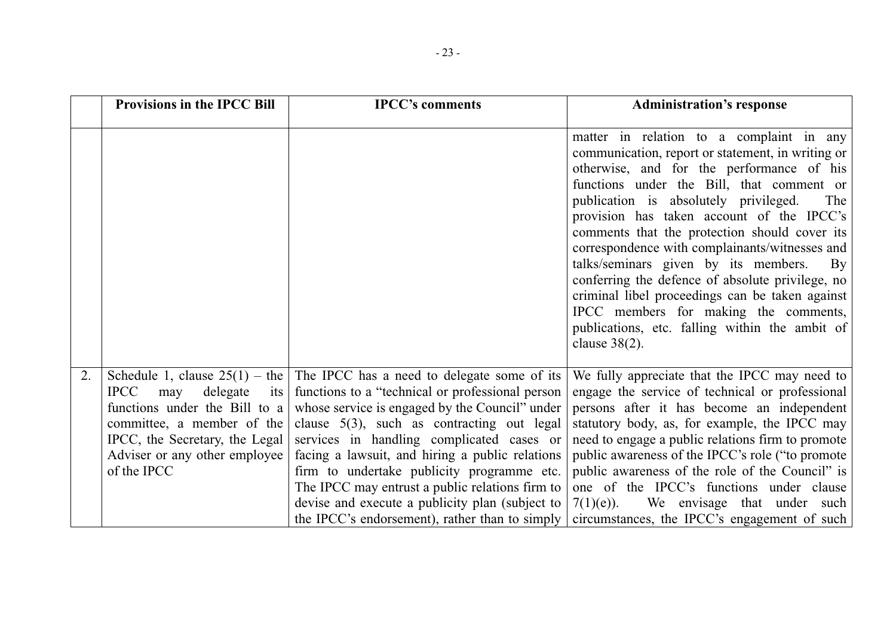| | Provisions in the IPCC Bill | IPCC's comments | Administration's response |
|---|---|---|---|
| | | | matter in relation to a complaint in any communication, report or statement, in writing or otherwise, and for the performance of his functions under the Bill, that comment or publication is absolutely privileged. The provision has taken account of the IPCC's comments that the protection should cover its correspondence with complainants/witnesses and talks/seminars given by its members. By conferring the defence of absolute privilege, no criminal libel proceedings can be taken against IPCC members for making the comments, publications, etc. falling within the ambit of clause 38(2). |
| 2. | Schedule 1, clause 25(1) – the IPCC may delegate its functions under the Bill to a committee, a member of the IPCC, the Secretary, the Legal Adviser or any other employee of the IPCC | The IPCC has a need to delegate some of its functions to a "technical or professional person whose service is engaged by the Council" under clause 5(3), such as contracting out legal services in handling complicated cases or facing a lawsuit, and hiring a public relations firm to undertake publicity programme etc. The IPCC may entrust a public relations firm to devise and execute a publicity plan (subject to the IPCC's endorsement), rather than to simply | We fully appreciate that the IPCC may need to engage the service of technical or professional persons after it has become an independent statutory body, as, for example, the IPCC may need to engage a public relations firm to promote public awareness of the IPCC's role ("to promote public awareness of the role of the Council" is one of the IPCC's functions under clause 7(1)(e)). We envisage that under such circumstances, the IPCC's engagement of such |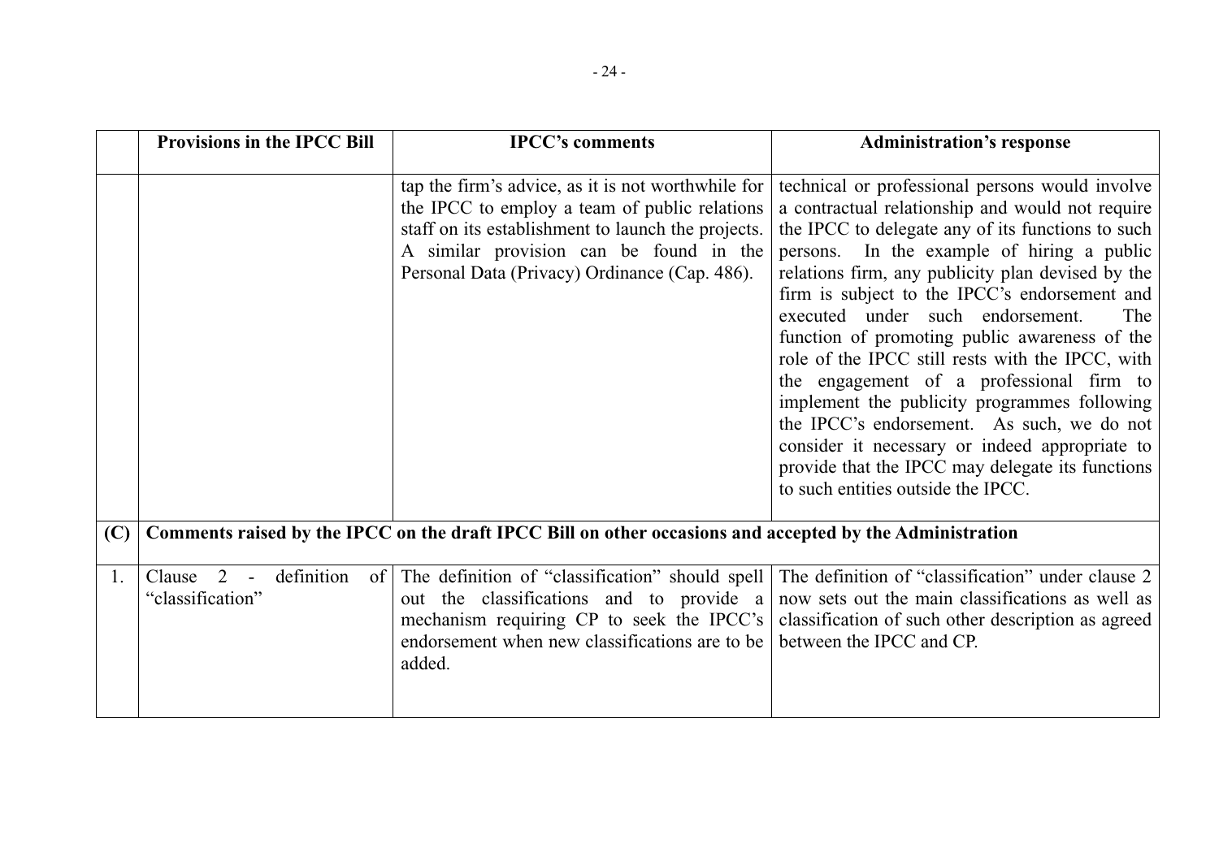| | Provisions in the IPCC Bill | IPCC's comments | Administration's response |
|---|---|---|---|
| | | tap the firm's advice, as it is not worthwhile for the IPCC to employ a team of public relations staff on its establishment to launch the projects. A similar provision can be found in the Personal Data (Privacy) Ordinance (Cap. 486). | technical or professional persons would involve a contractual relationship and would not require the IPCC to delegate any of its functions to such persons. In the example of hiring a public relations firm, any publicity plan devised by the firm is subject to the IPCC's endorsement and executed under such endorsement. The function of promoting public awareness of the role of the IPCC still rests with the IPCC, with the engagement of a professional firm to implement the publicity programmes following the IPCC's endorsement. As such, we do not consider it necessary or indeed appropriate to provide that the IPCC may delegate its functions to such entities outside the IPCC. |
| **(C)** | **Comments raised by the IPCC on the draft IPCC Bill on other occasions and accepted by the Administration** | | |
| 1. | Clause 2 - definition of "classification" | The definition of "classification" should spell out the classifications and to provide a mechanism requiring CP to seek the IPCC's endorsement when new classifications are to be added. | The definition of "classification" under clause 2 now sets out the main classifications as well as classification of such other description as agreed between the IPCC and CP. |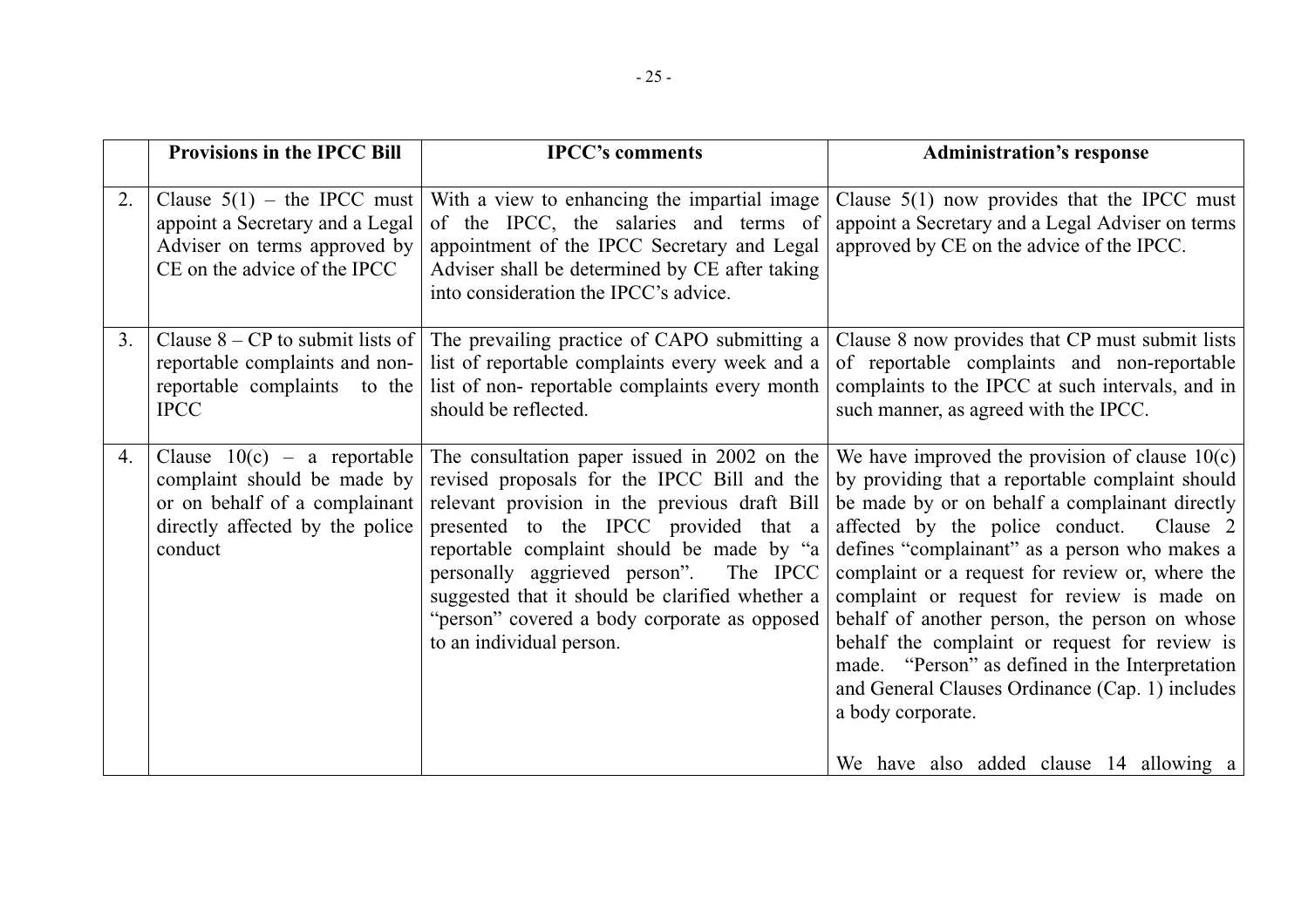| | Provisions in the IPCC Bill | IPCC's comments | Administration's response |
|---|---|---|---|
| 2. | Clause 5(1) – the IPCC must appoint a Secretary and a Legal Adviser on terms approved by CE on the advice of the IPCC | With a view to enhancing the impartial image of the IPCC, the salaries and terms of appointment of the IPCC Secretary and Legal Adviser shall be determined by CE after taking into consideration the IPCC's advice. | Clause 5(1) now provides that the IPCC must appoint a Secretary and a Legal Adviser on terms approved by CE on the advice of the IPCC. |
| 3. | Clause 8 – CP to submit lists of reportable complaints and non-reportable complaints to the IPCC | The prevailing practice of CAPO submitting a list of reportable complaints every week and a list of non- reportable complaints every month should be reflected. | Clause 8 now provides that CP must submit lists of reportable complaints and non-reportable complaints to the IPCC at such intervals, and in such manner, as agreed with the IPCC. |
| 4. | Clause 10(c) – a reportable complaint should be made by or on behalf of a complainant directly affected by the police conduct | The consultation paper issued in 2002 on the revised proposals for the IPCC Bill and the relevant provision in the previous draft Bill presented to the IPCC provided that a reportable complaint should be made by "a personally aggrieved person". The IPCC suggested that it should be clarified whether a "person" covered a body corporate as opposed to an individual person. | We have improved the provision of clause 10(c) by providing that a reportable complaint should be made by or on behalf a complainant directly affected by the police conduct. Clause 2 defines "complainant" as a person who makes a complaint or a request for review or, where the complaint or request for review is made on behalf of another person, the person on whose behalf the complaint or request for review is made. "Person" as defined in the Interpretation and General Clauses Ordinance (Cap. 1) includes a body corporate.<br><br>We have also added clause 14 allowing a |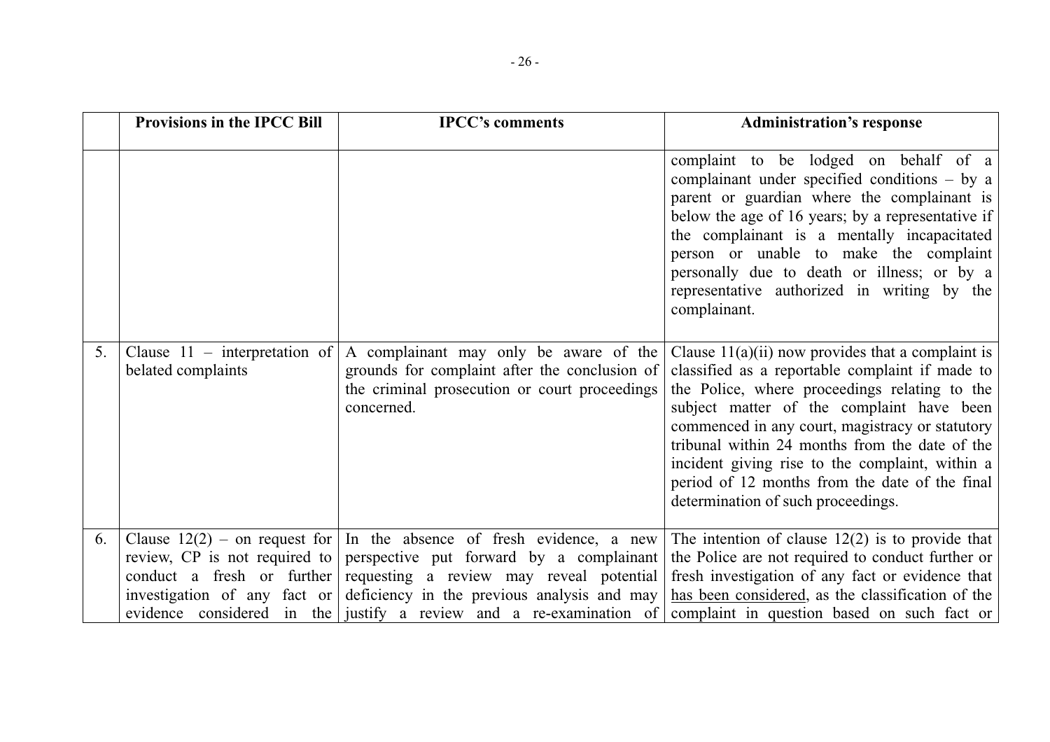| | Provisions in the IPCC Bill | IPCC's comments | Administration's response |
|---|---|---|---|
| | | | complaint to be lodged on behalf of a complainant under specified conditions – by a parent or guardian where the complainant is below the age of 16 years; by a representative if the complainant is a mentally incapacitated person or unable to make the complaint personally due to death or illness; or by a representative authorized in writing by the complainant. |
| 5. | Clause 11 – interpretation of belated complaints | A complainant may only be aware of the grounds for complaint after the conclusion of the criminal prosecution or court proceedings concerned. | Clause 11(a)(ii) now provides that a complaint is classified as a reportable complaint if made to the Police, where proceedings relating to the subject matter of the complaint have been commenced in any court, magistracy or statutory tribunal within 24 months from the date of the incident giving rise to the complaint, within a period of 12 months from the date of the final determination of such proceedings. |
| 6. | Clause 12(2) – on request for review, CP is not required to conduct a fresh or further investigation of any fact or evidence considered in the | In the absence of fresh evidence, a new perspective put forward by a complainant requesting a review may reveal potential deficiency in the previous analysis and may justify a review and a re-examination of | The intention of clause 12(2) is to provide that the Police are not required to conduct further or fresh investigation of any fact or evidence that <u>has been considered</u>, as the classification of the complaint in question based on such fact or |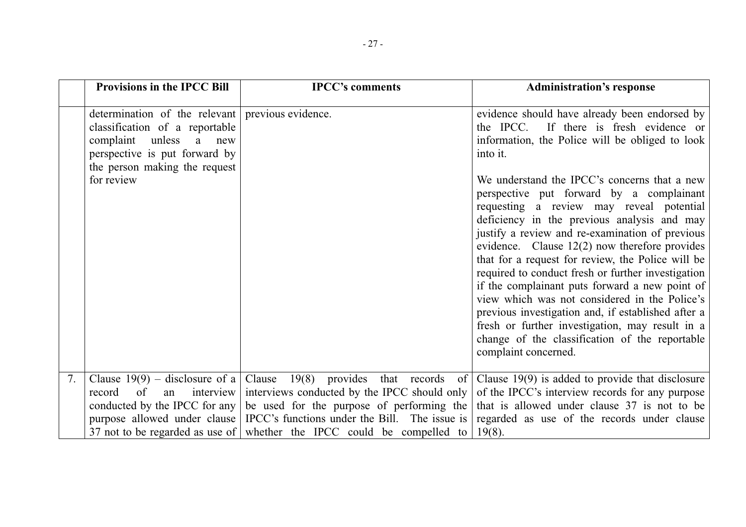| | Provisions in the IPCC Bill | IPCC's comments | Administration's response |
|---|---|---|---|
| | determination of the relevant classification of a reportable complaint unless a new perspective is put forward by the person making the request for review | previous evidence. | evidence should have already been endorsed by the IPCC. If there is fresh evidence or information, the Police will be obliged to look into it.<br><br>We understand the IPCC's concerns that a new perspective put forward by a complainant requesting a review may reveal potential deficiency in the previous analysis and may justify a review and re-examination of previous evidence. Clause 12(2) now therefore provides that for a request for review, the Police will be required to conduct fresh or further investigation if the complainant puts forward a new point of view which was not considered in the Police's previous investigation and, if established after a fresh or further investigation, may result in a change of the classification of the reportable complaint concerned. |
| 7. | Clause 19(9) – disclosure of a record of an interview conducted by the IPCC for any purpose allowed under clause 37 not to be regarded as use of | Clause 19(8) provides that records of interviews conducted by the IPCC should only be used for the purpose of performing the IPCC's functions under the Bill. The issue is whether the IPCC could be compelled to | Clause 19(9) is added to provide that disclosure of the IPCC's interview records for any purpose that is allowed under clause 37 is not to be regarded as use of the records under clause 19(8). |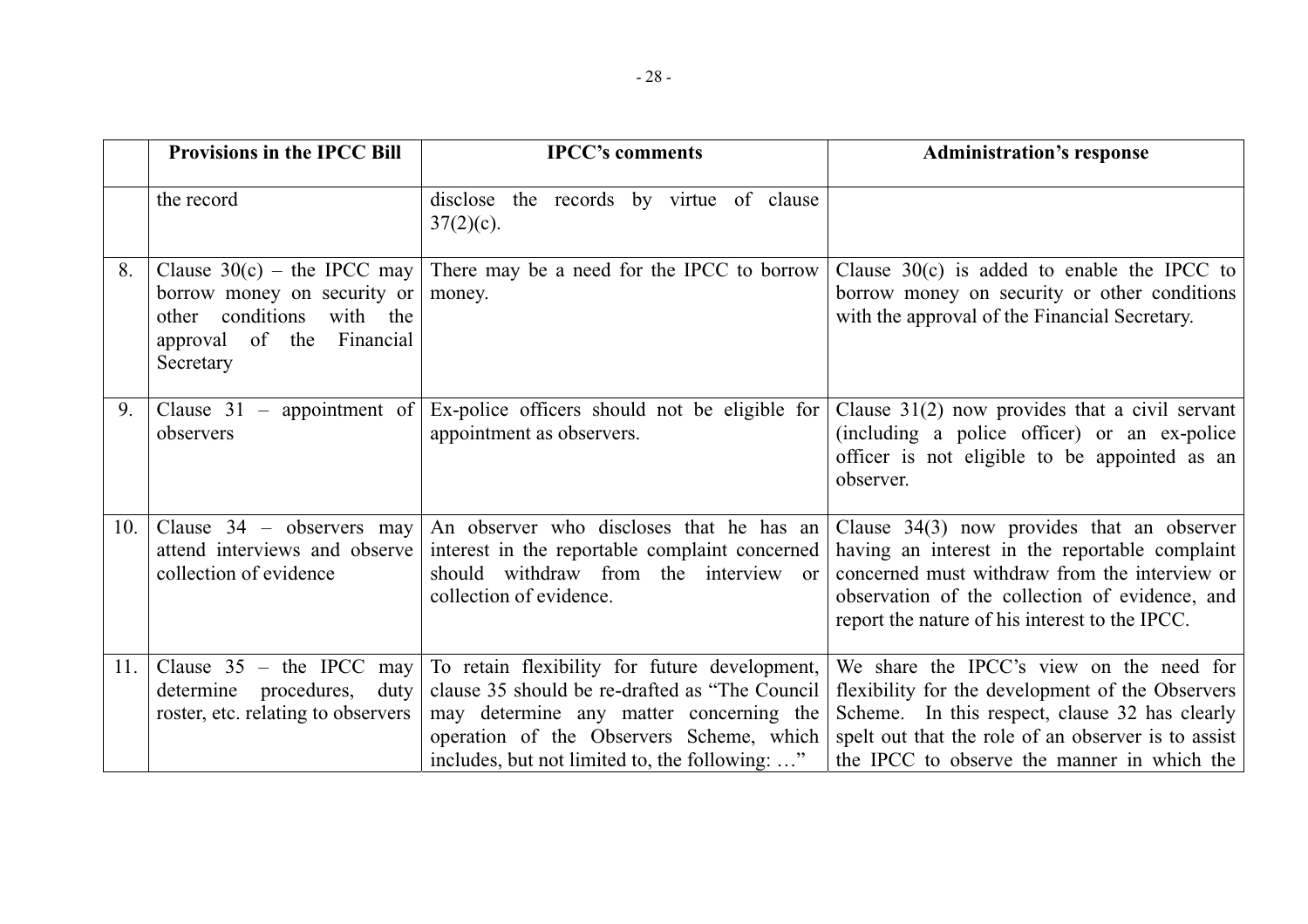| | Provisions in the IPCC Bill | IPCC's comments | Administration's response |
|---|---|---|---|
| | the record | disclose the records by virtue of clause 37(2)(c). | |
| 8. | Clause 30(c) – the IPCC may borrow money on security or other conditions with the approval of the Financial Secretary | There may be a need for the IPCC to borrow money. | Clause 30(c) is added to enable the IPCC to borrow money on security or other conditions with the approval of the Financial Secretary. |
| 9. | Clause 31 – appointment of observers | Ex-police officers should not be eligible for appointment as observers. | Clause 31(2) now provides that a civil servant (including a police officer) or an ex-police officer is not eligible to be appointed as an observer. |
| 10. | Clause 34 – observers may attend interviews and observe collection of evidence | An observer who discloses that he has an interest in the reportable complaint concerned should withdraw from the interview or collection of evidence. | Clause 34(3) now provides that an observer having an interest in the reportable complaint concerned must withdraw from the interview or observation of the collection of evidence, and report the nature of his interest to the IPCC. |
| 11. | Clause 35 – the IPCC may determine procedures, duty roster, etc. relating to observers | To retain flexibility for future development, clause 35 should be re-drafted as "The Council may determine any matter concerning the operation of the Observers Scheme, which includes, but not limited to, the following: …" | We share the IPCC's view on the need for flexibility for the development of the Observers Scheme. In this respect, clause 32 has clearly spelt out that the role of an observer is to assist the IPCC to observe the manner in which the |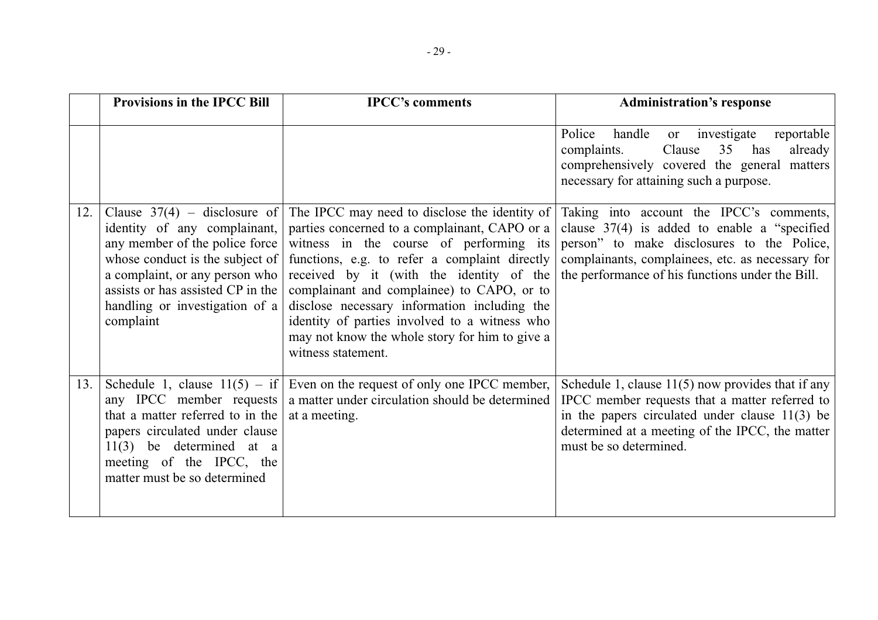| | Provisions in the IPCC Bill | IPCC's comments | Administration's response |
|---|---|---|---|
| | | | Police handle or investigate reportable complaints. Clause 35 has already comprehensively covered the general matters necessary for attaining such a purpose. |
| 12. | Clause 37(4) – disclosure of identity of any complainant, any member of the police force whose conduct is the subject of a complaint, or any person who assists or has assisted CP in the handling or investigation of a complaint | The IPCC may need to disclose the identity of parties concerned to a complainant, CAPO or a witness in the course of performing its functions, e.g. to refer a complaint directly received by it (with the identity of the complainant and complainee) to CAPO, or to disclose necessary information including the identity of parties involved to a witness who may not know the whole story for him to give a witness statement. | Taking into account the IPCC's comments, clause 37(4) is added to enable a "specified person" to make disclosures to the Police, complainants, complainees, etc. as necessary for the performance of his functions under the Bill. |
| 13. | Schedule 1, clause 11(5) – if any IPCC member requests that a matter referred to in the papers circulated under clause 11(3) be determined at a meeting of the IPCC, the matter must be so determined | Even on the request of only one IPCC member, a matter under circulation should be determined at a meeting. | Schedule 1, clause 11(5) now provides that if any IPCC member requests that a matter referred to in the papers circulated under clause 11(3) be determined at a meeting of the IPCC, the matter must be so determined. |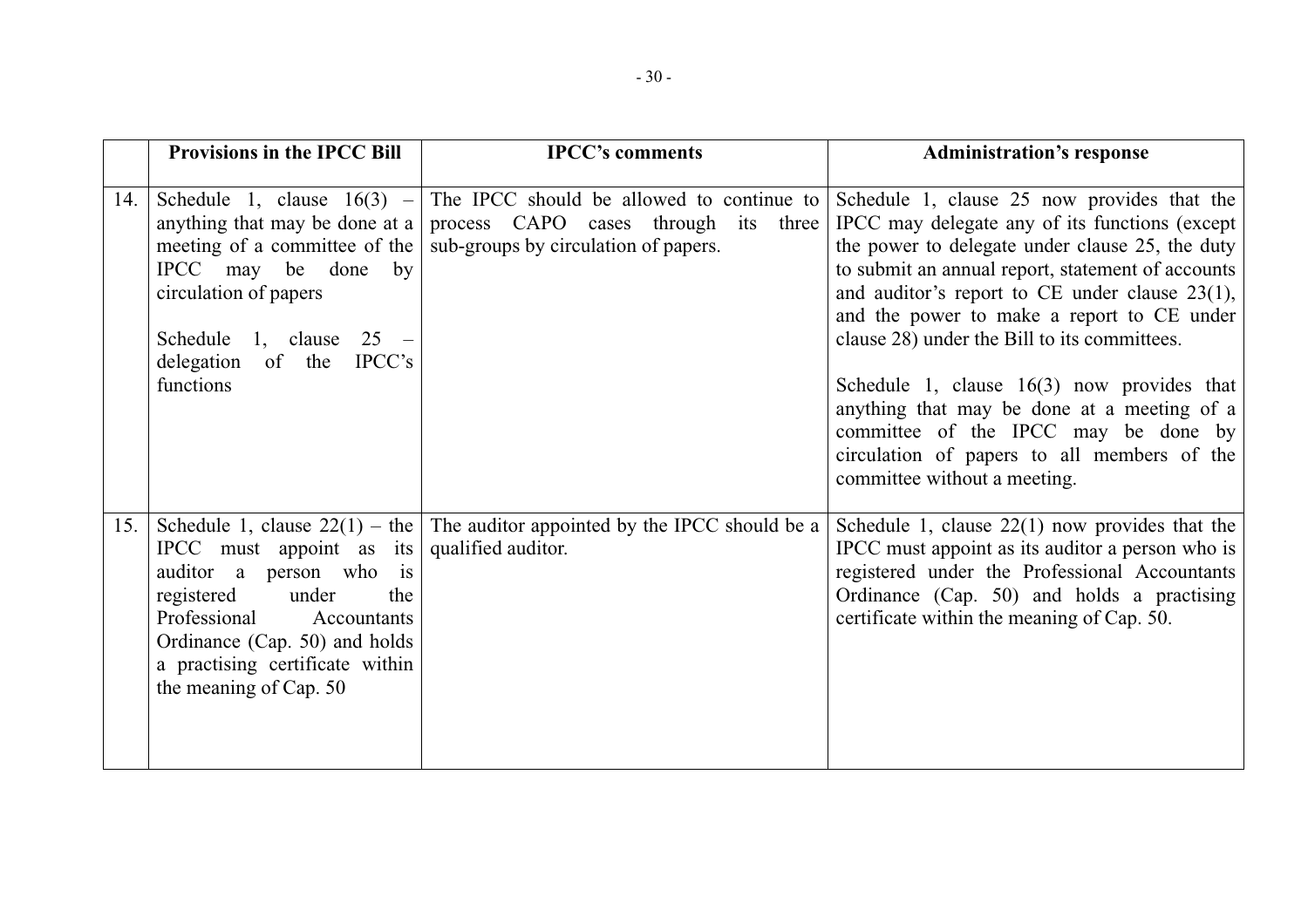| | Provisions in the IPCC Bill | IPCC's comments | Administration's response |
|---|---|---|---|
| 14. | Schedule 1, clause 16(3) – anything that may be done at a meeting of a committee of the IPCC may be done by circulation of papers<br><br>Schedule 1, clause 25 – delegation of the IPCC's functions | The IPCC should be allowed to continue to process CAPO cases through its three sub-groups by circulation of papers. | Schedule 1, clause 25 now provides that the IPCC may delegate any of its functions (except the power to delegate under clause 25, the duty to submit an annual report, statement of accounts and auditor's report to CE under clause 23(1), and the power to make a report to CE under clause 28) under the Bill to its committees.<br><br>Schedule 1, clause 16(3) now provides that anything that may be done at a meeting of a committee of the IPCC may be done by circulation of papers to all members of the committee without a meeting. |
| 15. | Schedule 1, clause 22(1) – the IPCC must appoint as its auditor a person who is registered under the Professional Accountants Ordinance (Cap. 50) and holds a practising certificate within the meaning of Cap. 50 | The auditor appointed by the IPCC should be a qualified auditor. | Schedule 1, clause 22(1) now provides that the IPCC must appoint as its auditor a person who is registered under the Professional Accountants Ordinance (Cap. 50) and holds a practising certificate within the meaning of Cap. 50. |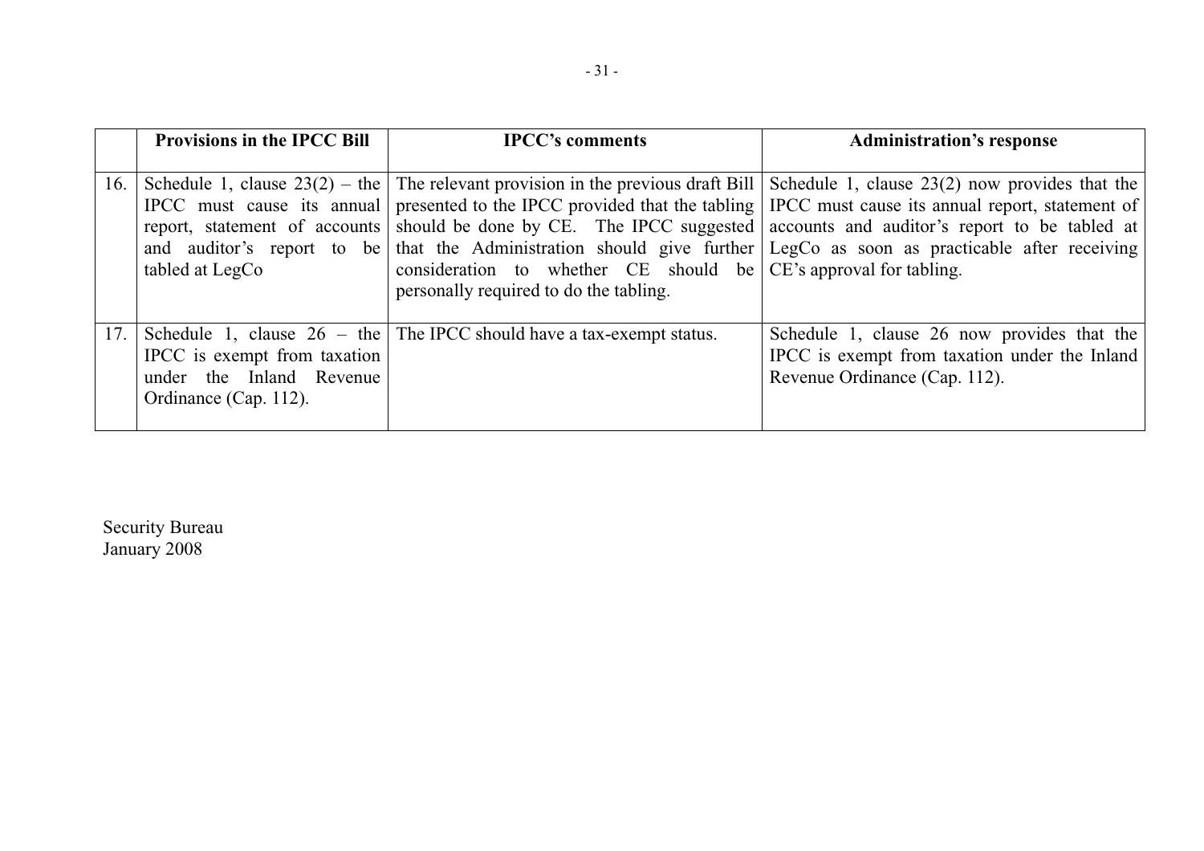| | Provisions in the IPCC Bill | IPCC's comments | Administration's response |
|---|---|---|---|
| 16. | Schedule 1, clause 23(2) – the IPCC must cause its annual report, statement of accounts and auditor's report to be tabled at LegCo | The relevant provision in the previous draft Bill presented to the IPCC provided that the tabling should be done by CE. The IPCC suggested that the Administration should give further consideration to whether CE should be personally required to do the tabling. | Schedule 1, clause 23(2) now provides that the IPCC must cause its annual report, statement of accounts and auditor's report to be tabled at LegCo as soon as practicable after receiving CE's approval for tabling. |
| 17. | Schedule 1, clause 26 – the IPCC is exempt from taxation under the Inland Revenue Ordinance (Cap. 112). | The IPCC should have a tax-exempt status. | Schedule 1, clause 26 now provides that the IPCC is exempt from taxation under the Inland Revenue Ordinance (Cap. 112). |

Security Bureau
January 2008